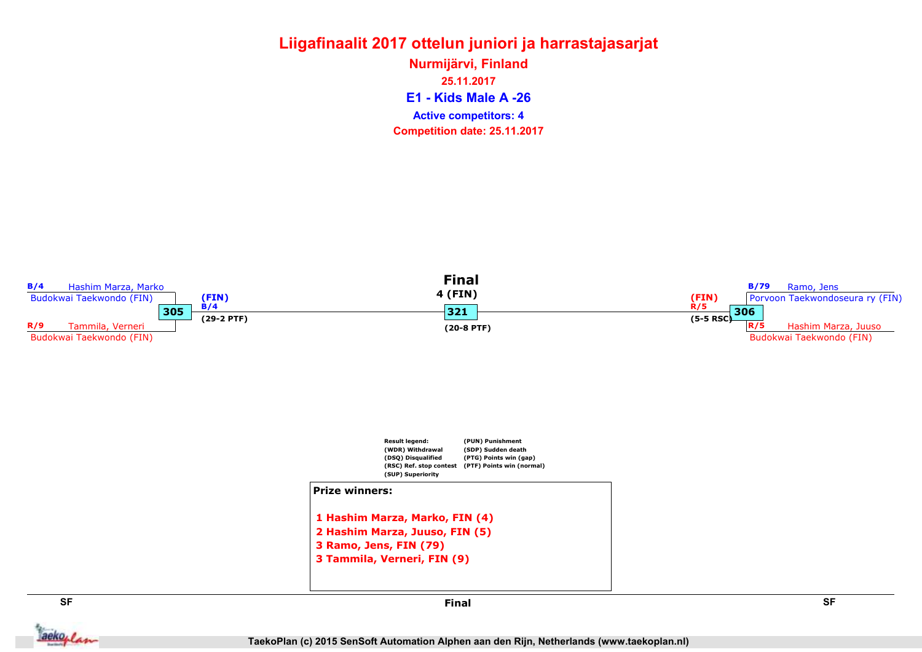# Liigafinaalit 2017 ottelun juniori ja harrastajasarjat

**Nurmijärvi, Finland**

**25.11.2017**

## E1 - Kids Male A -26

**Active competitors: 4**

**Competition date: 25.11.2017**

### SF

**Match 305**

- B/4 Hashim Marza, Marko — Budokwai Taekwondo (FIN)
- R/9 Tammila, Verneri — Budokwai Taekwondo (FIN)

Winner: (FIN) B/4 (29-2 PTF)

### Final

**Match 321**

4 (FIN)

(20-8 PTF)

### SF

**Match 306**

- B/79 Ramo, Jens — Porvoon Taekwondoseura ry (FIN)
- R/5 Hashim Marza, Juuso — Budokwai Taekwondo (FIN)

Winner: (FIN) R/5 (5-5 RSC)

**Result legend:**

- (WDR) Withdrawal
- (DSQ) Disqualified
- (RSC) Ref. stop contest
- (SUP) Superiority
- (PUN) Punishment
- (SDP) Sudden death
- (PTG) Points win (gap)
- (PTF) Points win (normal)

**Prize winners:**

1 Hashim Marza, Marko, FIN (4)
2 Hashim Marza, Juuso, FIN (5)
3 Ramo, Jens, FIN (79)
3 Tammila, Verneri, FIN (9)

TaekoPlan (c) 2015 SenSoft Automation Alphen aan den Rijn, Netherlands (www.taekoplan.nl)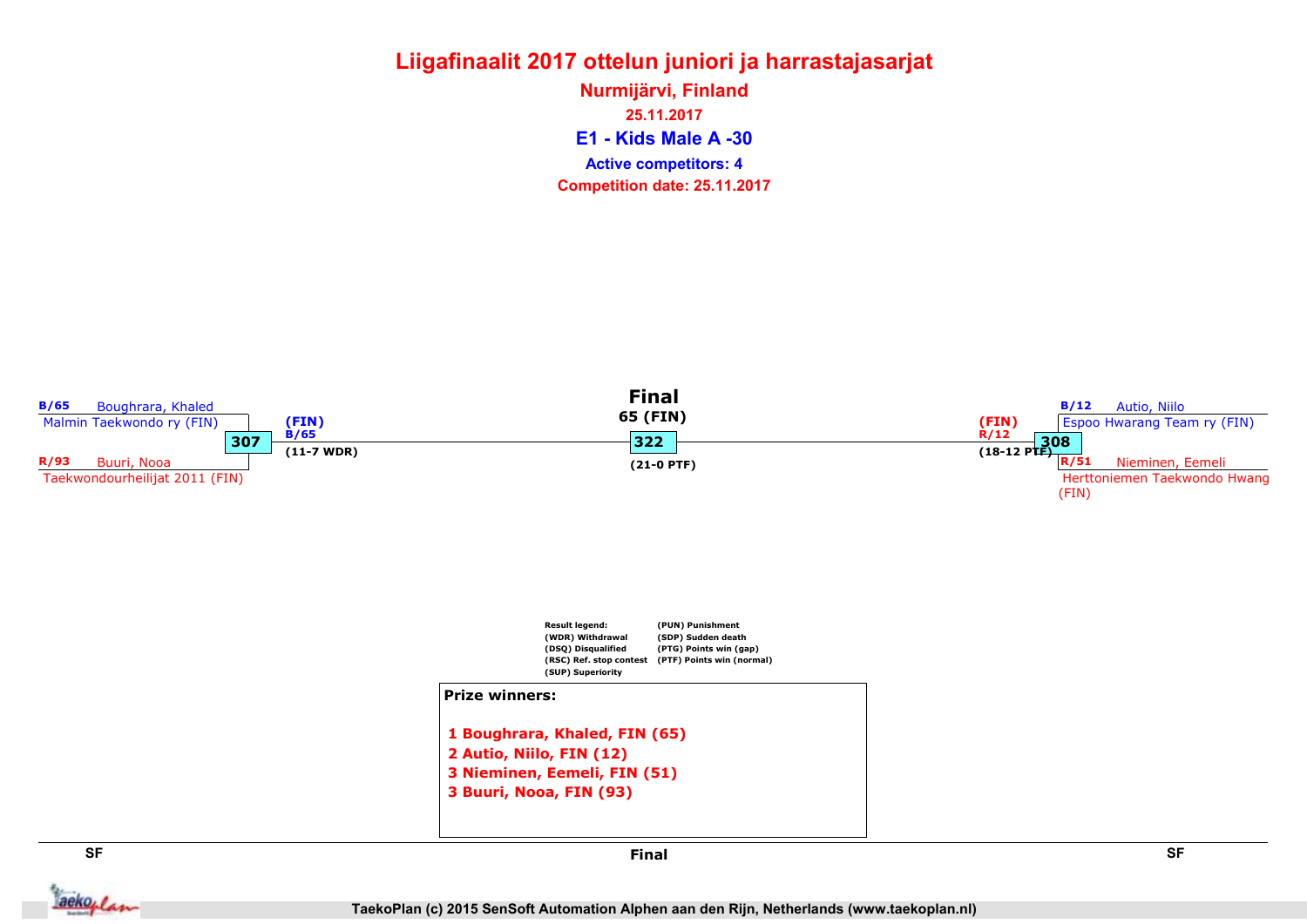# Liigafinaalit 2017 ottelun juniori ja harrastajasarjat

**Nurmijärvi, Finland**

**25.11.2017**

## E1 - Kids Male A -30

**Active competitors: 4**

**Competition date: 25.11.2017**

B/65 Boughrara, Khaled
Malmin Taekwondo ry (FIN)

**307**

R/93 Buuri, Nooa
Taekwondourheilijat 2011 (FIN)

(FIN)
B/65
(11-7 WDR)

**Final**
65 (FIN)

**322**

(21-0 PTF)

(FIN)
R/12
(18-12 PTF)

**308**

B/12 Autio, Niilo
Espoo Hwarang Team ry (FIN)

R/51 Nieminen, Eemeli
Herttoniemen Taekwondo Hwang (FIN)

Result legend:
(WDR) Withdrawal
(DSQ) Disqualified
(RSC) Ref. stop contest
(SUP) Superiority
(PUN) Punishment
(SDP) Sudden death
(PTG) Points win (gap)
(PTF) Points win (normal)

**Prize winners:**

1 Boughrara, Khaled, FIN (65)
2 Autio, Niilo, FIN (12)
3 Nieminen, Eemeli, FIN (51)
3 Buuri, Nooa, FIN (93)

SF | Final | SF

TaekoPlan (c) 2015 SenSoft Automation Alphen aan den Rijn, Netherlands (www.taekoplan.nl)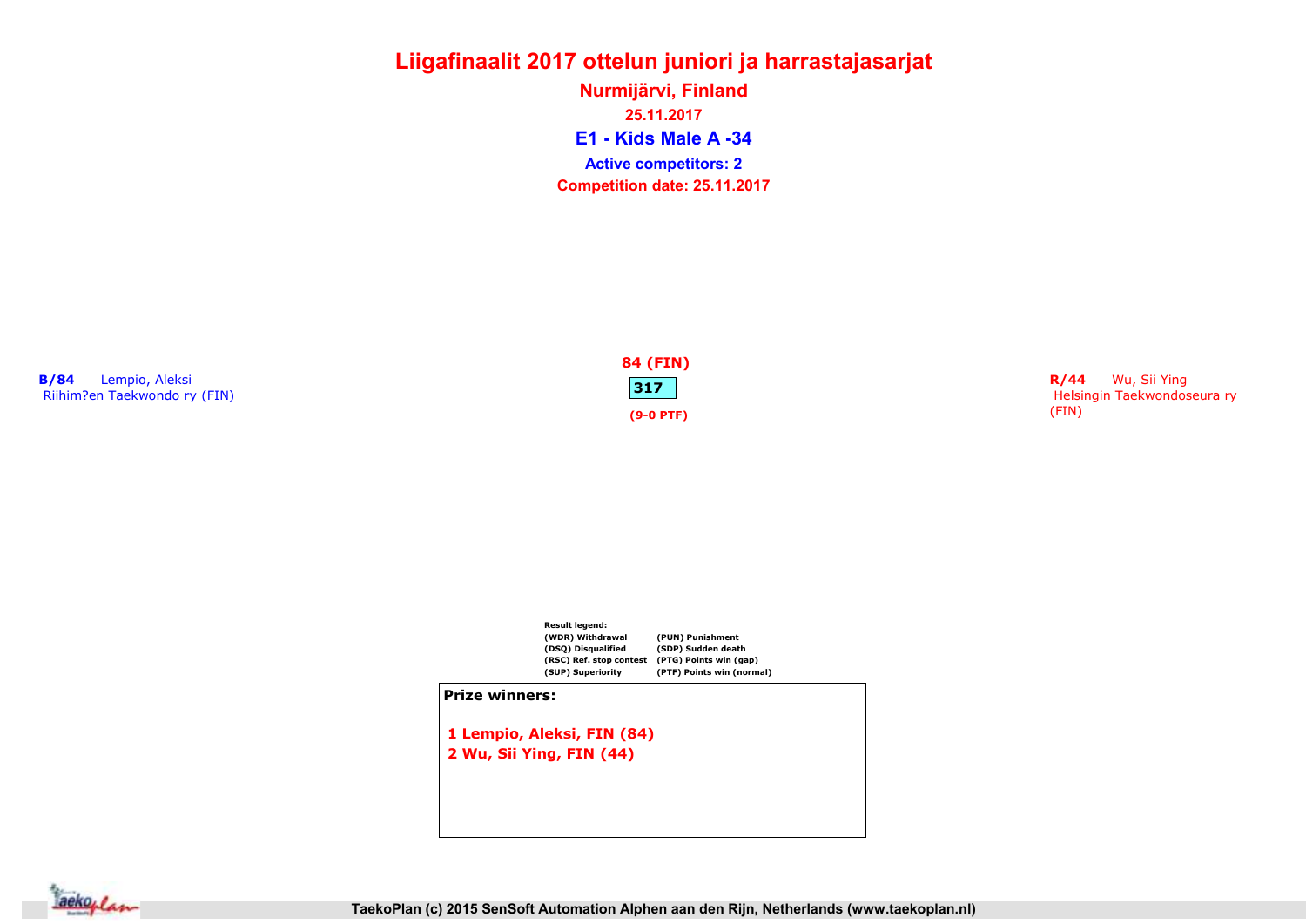# Liigafinaalit 2017 ottelun juniori ja harrastajasarjat

**Nurmijärvi, Finland**

**25.11.2017**

## E1 - Kids Male A -34

**Active competitors: 2**

**Competition date: 25.11.2017**

**B/84** Lempio, Aleksi
Riihim?en Taekwondo ry (FIN)

**84 (FIN)**

**317**

**(9-0 PTF)**

**R/44** Wu, Sii Ying
Helsingin Taekwondoseura ry (FIN)

**Result legend:**

| | |
|---|---|
| (WDR) Withdrawal | (PUN) Punishment |
| (DSQ) Disqualified | (SDP) Sudden death |
| (RSC) Ref. stop contest | (PTG) Points win (gap) |
| (SUP) Superiority | (PTF) Points win (normal) |

**Prize winners:**

1 Lempio, Aleksi, FIN (84)
2 Wu, Sii Ying, FIN (44)

TaekoPlan (c) 2015 SenSoft Automation Alphen aan den Rijn, Netherlands (www.taekoplan.nl)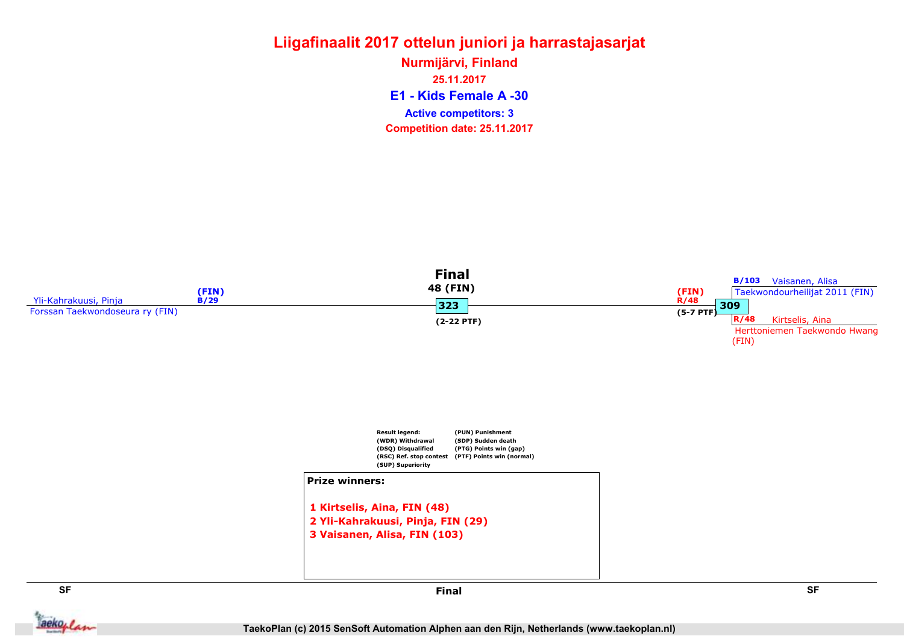# Liigafinaalit 2017 ottelun juniori ja harrastajasarjat

**Nurmijärvi, Finland**

**25.11.2017**

## E1 - Kids Female A -30

**Active competitors: 3**

**Competition date: 25.11.2017**

### Final

**48 (FIN)**

**323**

**(2-22 PTF)**

**SF**

Yli-Kahrakuusi, Pinja
Forssan Taekwondoseura ry (FIN)
(FIN)
B/29

**SF**

**309**

(FIN)
R/48
(5-7 PTF)

B/103 Vaisanen, Alisa
Taekwondourheilijat 2011 (FIN)

R/48 Kirtselis, Aina
Herttoniemen Taekwondo Hwang (FIN)

Result legend:
(WDR) Withdrawal
(DSQ) Disqualified
(RSC) Ref. stop contest
(SUP) Superiority
(PUN) Punishment
(SDP) Sudden death
(PTG) Points win (gap)
(PTF) Points win (normal)

**Prize winners:**

1. **Kirtselis, Aina, FIN (48)**
2. **Yli-Kahrakuusi, Pinja, FIN (29)**
3. **Vaisanen, Alisa, FIN (103)**

TaekoPlan (c) 2015 SenSoft Automation Alphen aan den Rijn, Netherlands (www.taekoplan.nl)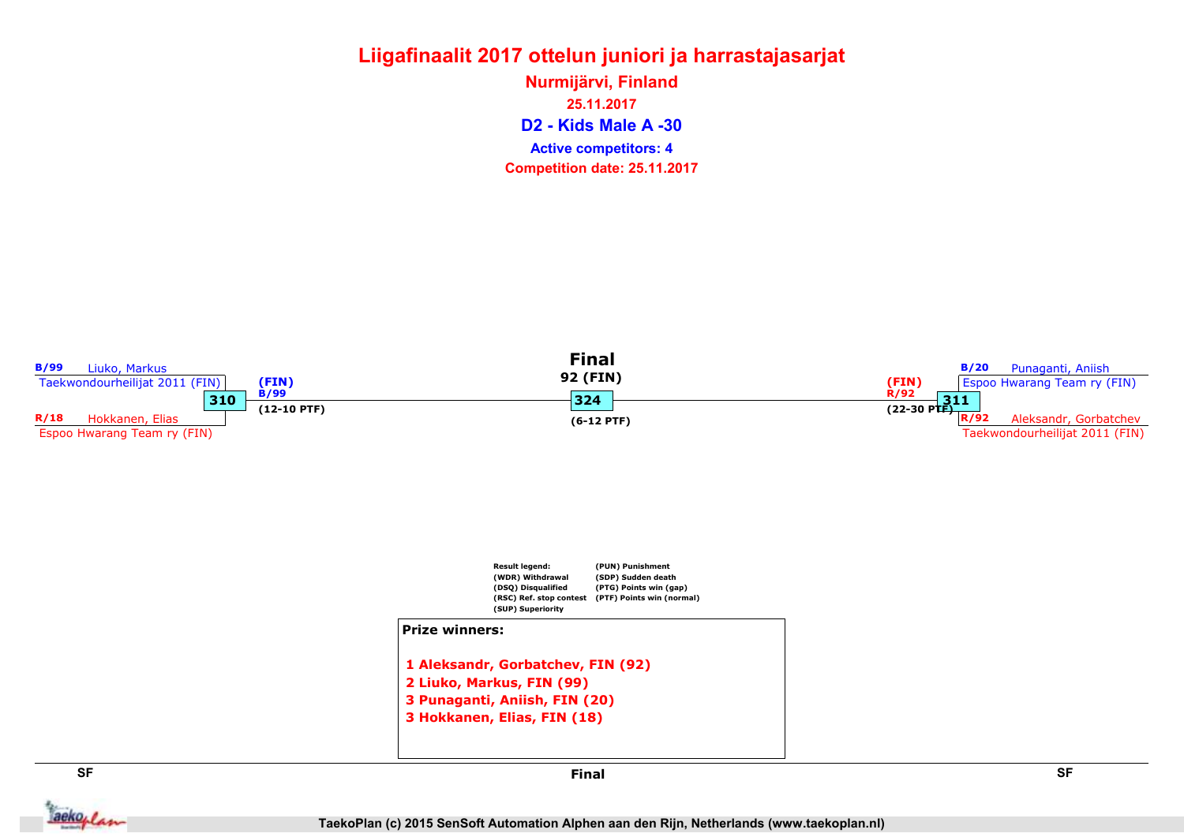# Liigafinaalit 2017 ottelun juniori ja harrastajasarjat

**Nurmijärvi, Finland**

**25.11.2017**

## D2 - Kids Male A -30

**Active competitors: 4**

**Competition date: 25.11.2017**

### SF

**Match 310**

- B/99 Liuko, Markus — Taekwondourheilijat 2011 (FIN)
- R/18 Hokkanen, Elias — Espoo Hwarang Team ry (FIN)

Winner: (FIN) B/99 (12-10 PTF)

**Match 311**

- B/20 Punaganti, Aniish — Espoo Hwarang Team ry (FIN)
- R/92 Aleksandr, Gorbatchev — Taekwondourheilijat 2011 (FIN)

Winner: (FIN) R/92 (22-30 PTF)

### Final

**Match 324**

Winner: 92 (FIN) (6-12 PTF)

**Result legend:**

- (WDR) Withdrawal
- (DSQ) Disqualified
- (RSC) Ref. stop contest
- (SUP) Superiority
- (PUN) Punishment
- (SDP) Sudden death
- (PTG) Points win (gap)
- (PTF) Points win (normal)

**Prize winners:**

1 Aleksandr, Gorbatchev, FIN (92)
2 Liuko, Markus, FIN (99)
3 Punaganti, Aniish, FIN (20)
3 Hokkanen, Elias, FIN (18)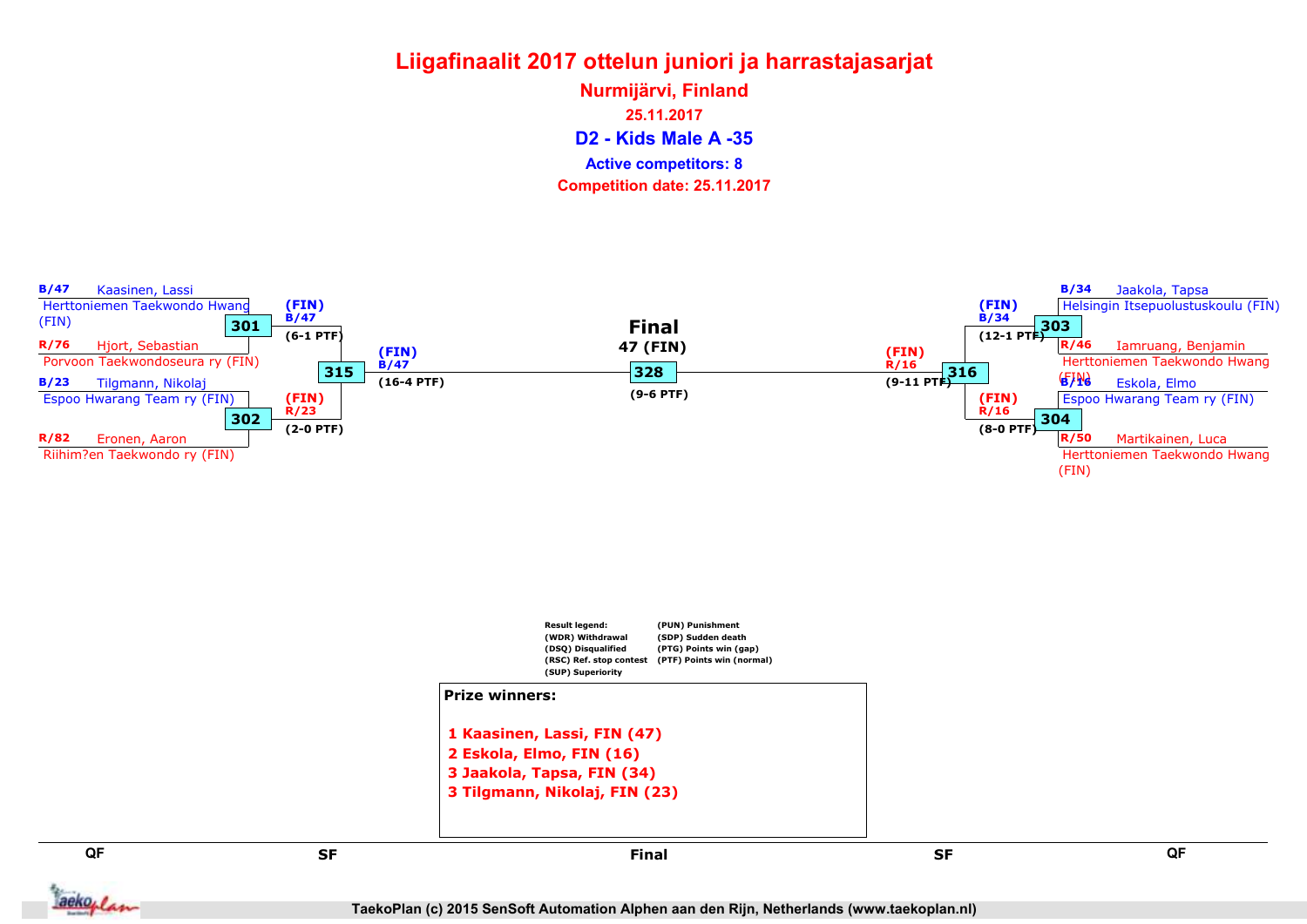# Liigafinaalit 2017 ottelun juniori ja harrastajasarjat

**Nurmijärvi, Finland**

**25.11.2017**

## D2 - Kids Male A -35

**Active competitors: 8**

**Competition date: 25.11.2017**

### QF (left)

- B/47 Kaasinen, Lassi — Herttoniemen Taekwondo Hwang (FIN)
- R/76 Hjort, Sebastian — Porvoon Taekwondoseura ry (FIN)
- **301**: (FIN) B/47 (6-1 PTF)

- B/23 Tilgmann, Nikolaj — Espoo Hwarang Team ry (FIN)
- R/82 Eronen, Aaron — Riihim?en Taekwondo ry (FIN)
- **302**: (FIN) R/23 (2-0 PTF)

### SF (left)

- **315**: (FIN) B/47 (16-4 PTF)

### Final

- **328**: 47 (FIN) (9-6 PTF)

### SF (right)

- **316**: (FIN) R/16 (9-11 PTF)

### QF (right)

- B/34 Jaakola, Tapsa — Helsingin Itsepuolustuskoulu (FIN)
- R/46 Iamruang, Benjamin — Herttoniemen Taekwondo Hwang (FIN)
- **303**: (FIN) B/34 (12-1 PTF)

- B/16 Eskola, Elmo — Espoo Hwarang Team ry (FIN)
- R/50 Martikainen, Luca — Herttoniemen Taekwondo Hwang (FIN)
- **304**: (FIN) R/16 (8-0 PTF)

Result legend:
(WDR) Withdrawal
(DSQ) Disqualified
(RSC) Ref. stop contest
(SUP) Superiority
(PUN) Punishment
(SDP) Sudden death
(PTG) Points win (gap)
(PTF) Points win (normal)

**Prize winners:**

1 Kaasinen, Lassi, FIN (47)
2 Eskola, Elmo, FIN (16)
3 Jaakola, Tapsa, FIN (34)
3 Tilgmann, Nikolaj, FIN (23)

QF | SF | Final | SF | QF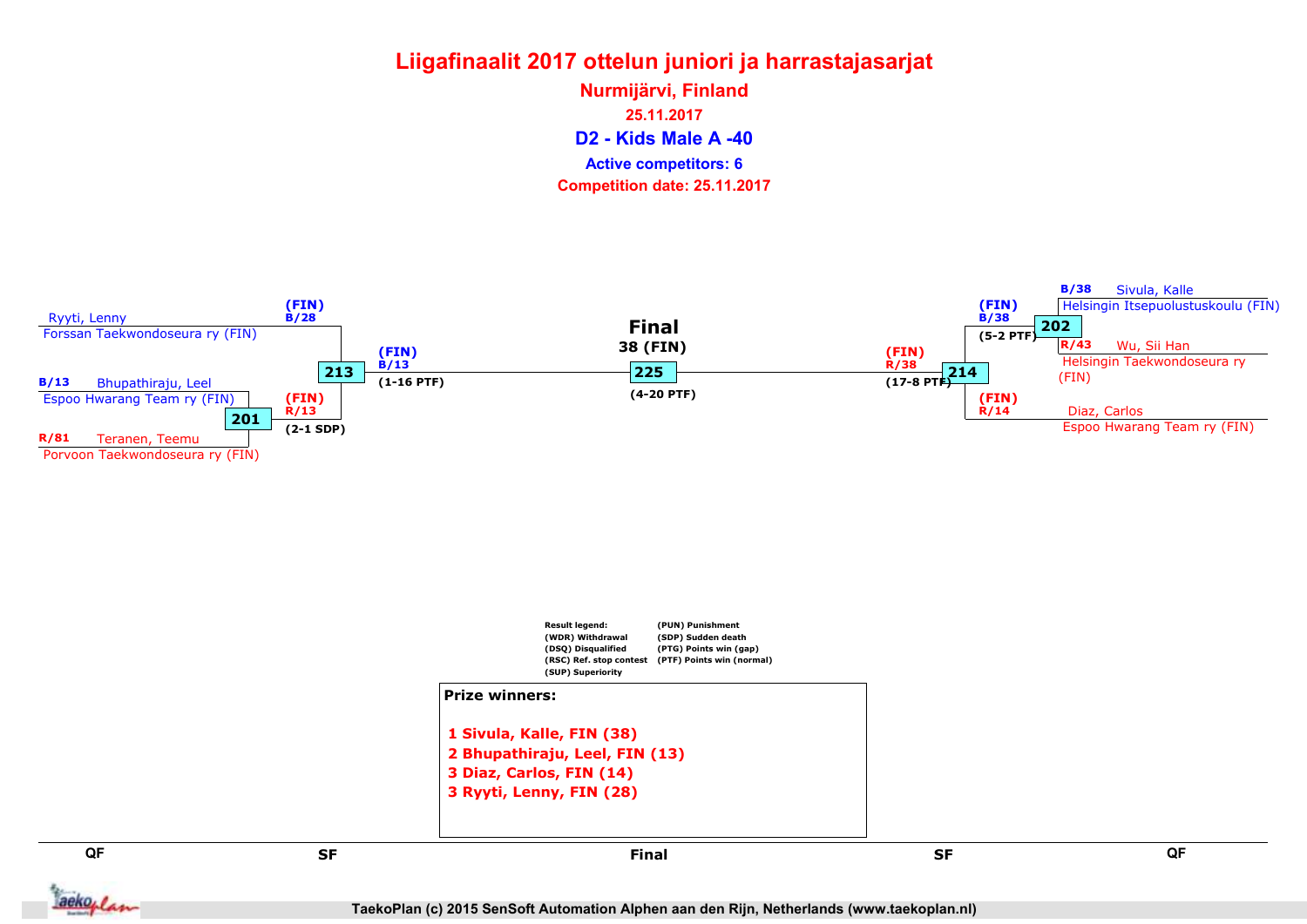# Liigafinaalit 2017 ottelun juniori ja harrastajasarjat

**Nurmijärvi, Finland**

**25.11.2017**

## D2 - Kids Male A -40

**Active competitors: 6**

**Competition date: 25.11.2017**

### QF (left)

- Ryyti, Lenny — Forssan Taekwondoseura ry (FIN)
- B/13 Bhupathiraju, Leel — Espoo Hwarang Team ry (FIN)
- R/81 Teranen, Teemu — Porvoon Taekwondoseura ry (FIN)

**201**: (FIN) R/13 (2-1 SDP)

### SF (left)

**213**: (FIN) B/28 vs (FIN) R/13 → (FIN) B/13 (1-16 PTF)

### Final

**225**: 38 (FIN) (4-20 PTF)

### SF (right)

**214**: (FIN) B/38 vs (FIN) R/14 → (FIN) R/38 (17-8 PTF)

### QF (right)

- B/38 Sivula, Kalle — Helsingin Itsepuolustuskoulu (FIN)
- R/43 Wu, Sii Han — Helsingin Taekwondoseura ry (FIN)
- Diaz, Carlos — Espoo Hwarang Team ry (FIN)

**202**: (FIN) B/38 (5-2 PTF)

**Result legend:**

- (WDR) Withdrawal
- (DSQ) Disqualified
- (RSC) Ref. stop contest
- (SUP) Superiority
- (PUN) Punishment
- (SDP) Sudden death
- (PTG) Points win (gap)
- (PTF) Points win (normal)

**Prize winners:**

1. Sivula, Kalle, FIN (38)
2. Bhupathiraju, Leel, FIN (13)
3. Diaz, Carlos, FIN (14)
3. Ryyti, Lenny, FIN (28)

TaekoPlan (c) 2015 SenSoft Automation Alphen aan den Rijn, Netherlands (www.taekoplan.nl)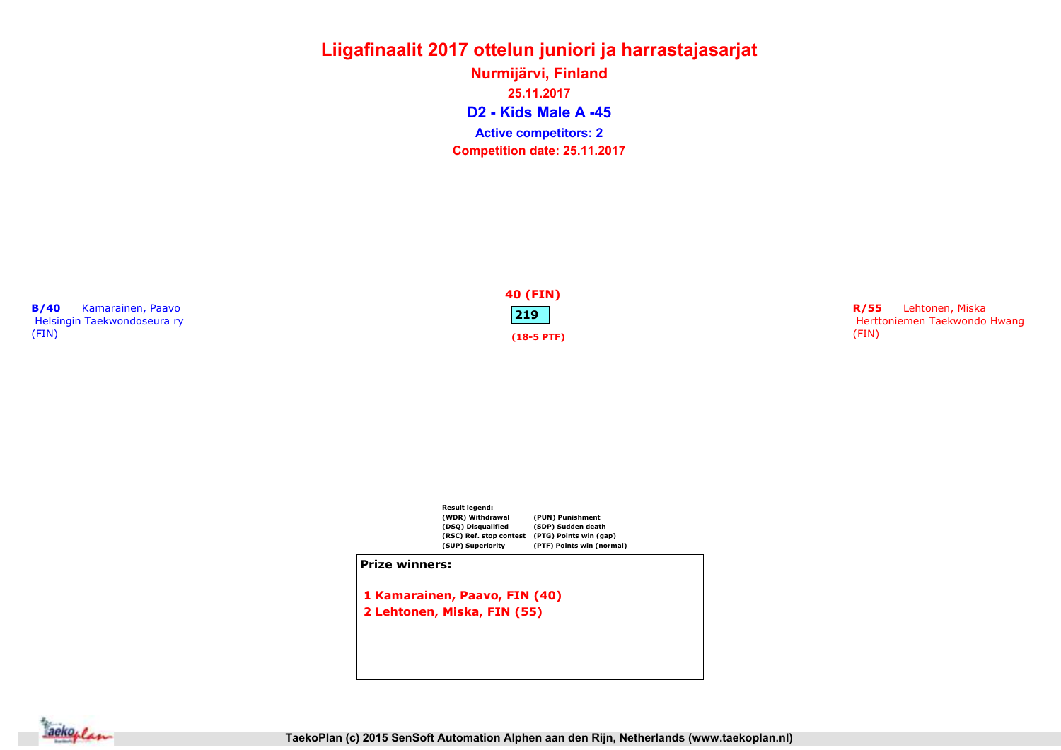# Liigafinaalit 2017 ottelun juniori ja harrastajasarjat

**Nurmijärvi, Finland**

**25.11.2017**

## D2 - Kids Male A -45

**Active competitors: 2**

**Competition date: 25.11.2017**

**B/40** Kamarainen, Paavo
Helsingin Taekwondoseura ry
(FIN)

**40 (FIN)**

**219**

**(18-5 PTF)**

**R/55** Lehtonen, Miska
Herttoniemen Taekwondo Hwang
(FIN)

**Result legend:**

| | |
|---|---|
| (WDR) Withdrawal | (PUN) Punishment |
| (DSQ) Disqualified | (SDP) Sudden death |
| (RSC) Ref. stop contest | (PTG) Points win (gap) |
| (SUP) Superiority | (PTF) Points win (normal) |

**Prize winners:**

1 Kamarainen, Paavo, FIN (40)
2 Lehtonen, Miska, FIN (55)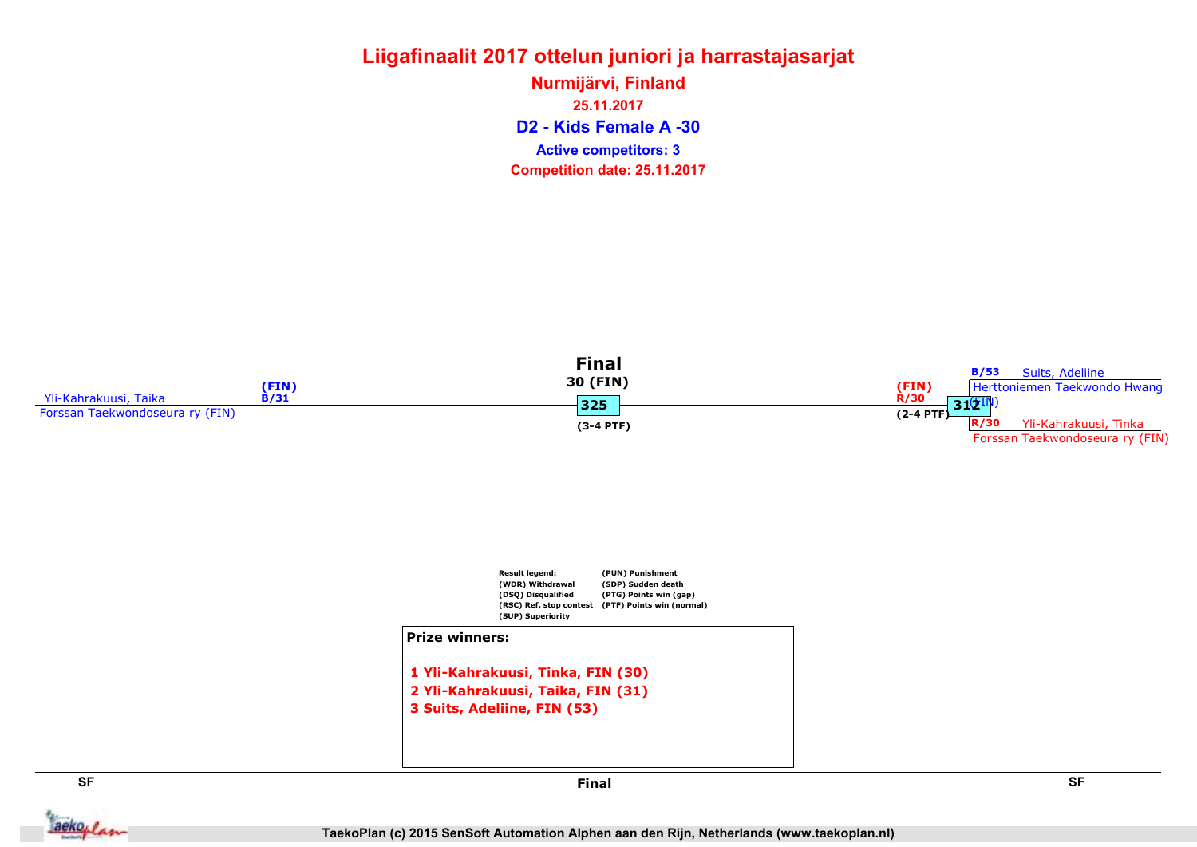# Liigafinaalit 2017 ottelun juniori ja harrastajasarjat

**Nurmijärvi, Finland**

**25.11.2017**

## D2 - Kids Female A -30

**Active competitors: 3**

**Competition date: 25.11.2017**

**SF**

Yli-Kahrakuusi, Taika
Forssan Taekwondoseura ry (FIN)
(FIN)
B/31

**Final**

30 (FIN)

325

(3-4 PTF)

**SF**

(FIN)
R/30
(2-4 PTF)

312

B/53 Suits, Adeliine
Herttoniemen Taekwondo Hwang (FIN)

R/30 Yli-Kahrakuusi, Tinka
Forssan Taekwondoseura ry (FIN)

Result legend:
(WDR) Withdrawal
(DSQ) Disqualified
(RSC) Ref. stop contest
(SUP) Superiority
(PUN) Punishment
(SDP) Sudden death
(PTG) Points win (gap)
(PTF) Points win (normal)

**Prize winners:**

1 Yli-Kahrakuusi, Tinka, FIN (30)
2 Yli-Kahrakuusi, Taika, FIN (31)
3 Suits, Adeliine, FIN (53)

TaekoPlan (c) 2015 SenSoft Automation Alphen aan den Rijn, Netherlands (www.taekoplan.nl)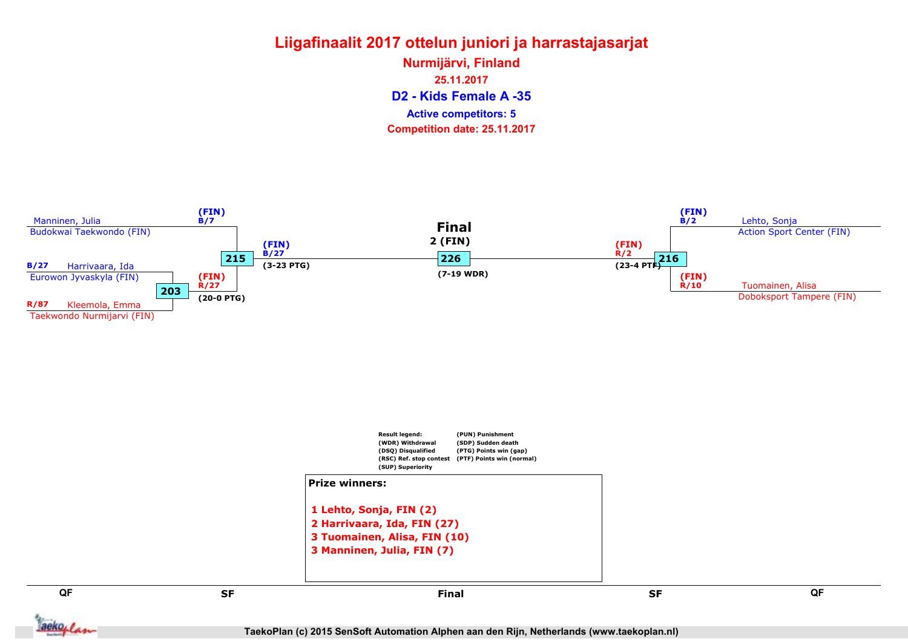# Liigafinaalit 2017 ottelun juniori ja harrastajasarjat

**Nurmijärvi, Finland**

**25.11.2017**

## D2 - Kids Female A -35

**Active competitors: 5**

**Competition date: 25.11.2017**

Manninen, Julia
Budokwai Taekwondo (FIN)

(FIN)
B/7

B/27 Harrivaara, Ida
Eurowon Jyvaskyla (FIN)

203

(FIN)
R/27

(20-0 PTG)

R/87 Kleemola, Emma
Taekwondo Nurmijarvi (FIN)

215

(FIN)
B/27

(3-23 PTG)

**Final**

**2 (FIN)**

226

(7-19 WDR)

(FIN)
R/2

(23-4 PTF)

216

(FIN)
B/2

Lehto, Sonja
Action Sport Center (FIN)

(FIN)
R/10

Tuomainen, Alisa
Doboksport Tampere (FIN)

Result legend:
(WDR) Withdrawal
(DSQ) Disqualified
(RSC) Ref. stop contest
(SUP) Superiority
(PUN) Punishment
(SDP) Sudden death
(PTG) Points win (gap)
(PTF) Points win (normal)

**Prize winners:**

1. Lehto, Sonja, FIN (2)
2. Harrivaara, Ida, FIN (27)
3. Tuomainen, Alisa, FIN (10)
3. Manninen, Julia, FIN (7)

QF | SF | Final | SF | QF

TaekoPlan (c) 2015 SenSoft Automation Alphen aan den Rijn, Netherlands (www.taekoplan.nl)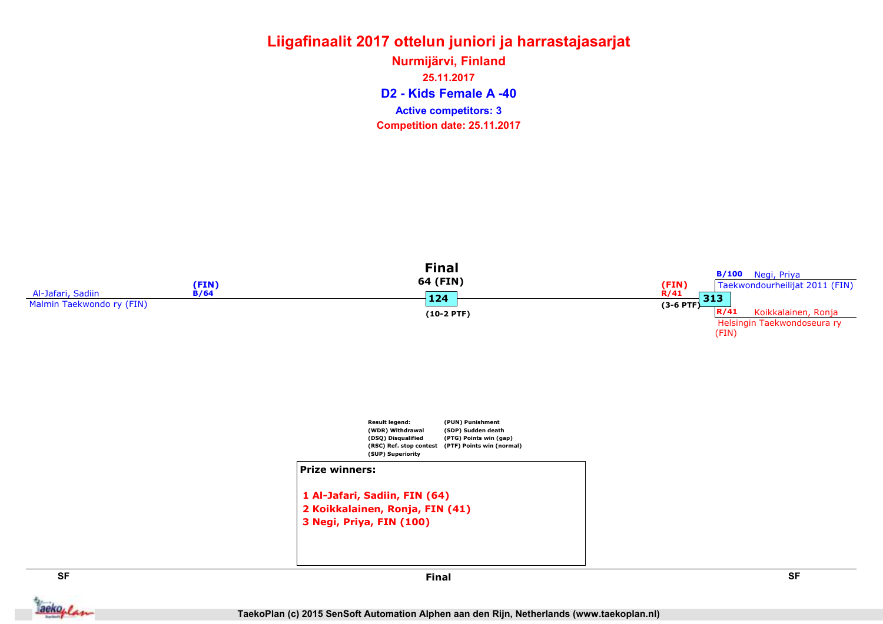# Liigafinaalit 2017 ottelun juniori ja harrastajasarjat

**Nurmijärvi, Finland**

**25.11.2017**

**D2 - Kids Female A -40**

**Active competitors: 3**

**Competition date: 25.11.2017**

**Final**

64 (FIN)

Al-Jafari, Sadiin
Malmin Taekwondo ry (FIN)
(FIN)
B/64

124
(10-2 PTF)

(FIN)
R/41
(3-6 PTF)

313

B/100 Negi, Priya
Taekwondourheilijat 2011 (FIN)

R/41 Koikkalainen, Ronja
Helsingin Taekwondoseura ry (FIN)

Result legend:
(WDR) Withdrawal
(DSQ) Disqualified
(RSC) Ref. stop contest
(SUP) Superiority
(PUN) Punishment
(SDP) Sudden death
(PTG) Points win (gap)
(PTF) Points win (normal)

**Prize winners:**

1 Al-Jafari, Sadiin, FIN (64)
2 Koikkalainen, Ronja, FIN (41)
3 Negi, Priya, FIN (100)

SF | Final | SF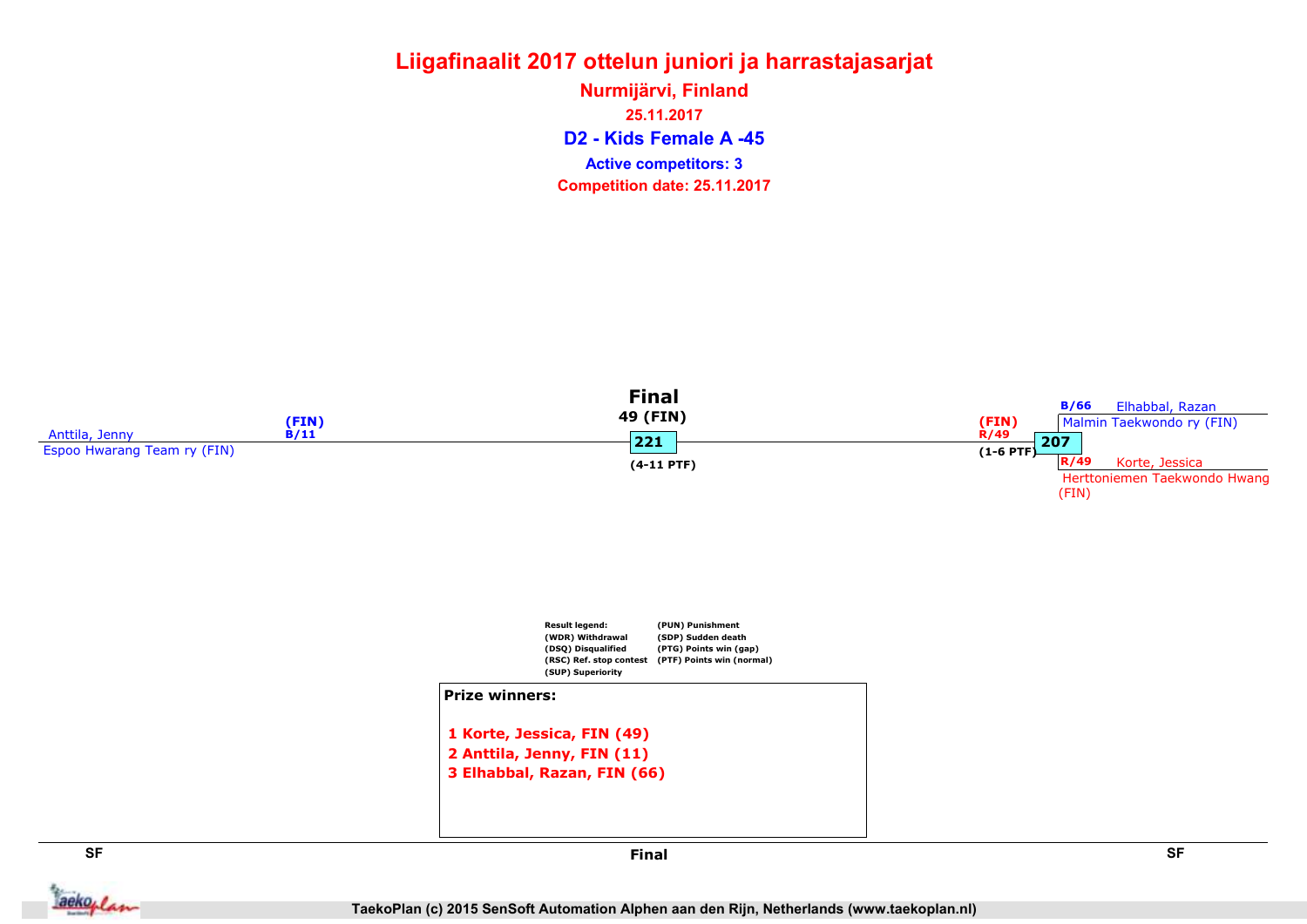# Liigafinaalit 2017 ottelun juniori ja harrastajasarjat

**Nurmijärvi, Finland**

**25.11.2017**

## D2 - Kids Female A -45

**Active competitors: 3**

**Competition date: 25.11.2017**

**Final**

49 (FIN)

Anttila, Jenny
Espoo Hwarang Team ry (FIN)
(FIN)
B/11

221
(4-11 PTF)

(FIN)
R/49
(1-6 PTF)

207

B/66 Elhabbal, Razan
Malmin Taekwondo ry (FIN)

R/49 Korte, Jessica
Herttoniemen Taekwondo Hwang (FIN)

Result legend:
(WDR) Withdrawal
(DSQ) Disqualified
(RSC) Ref. stop contest
(SUP) Superiority
(PUN) Punishment
(SDP) Sudden death
(PTG) Points win (gap)
(PTF) Points win (normal)

**Prize winners:**

**1 Korte, Jessica, FIN (49)**
**2 Anttila, Jenny, FIN (11)**
**3 Elhabbal, Razan, FIN (66)**

SF | Final | SF

TaekoPlan (c) 2015 SenSoft Automation Alphen aan den Rijn, Netherlands (www.taekoplan.nl)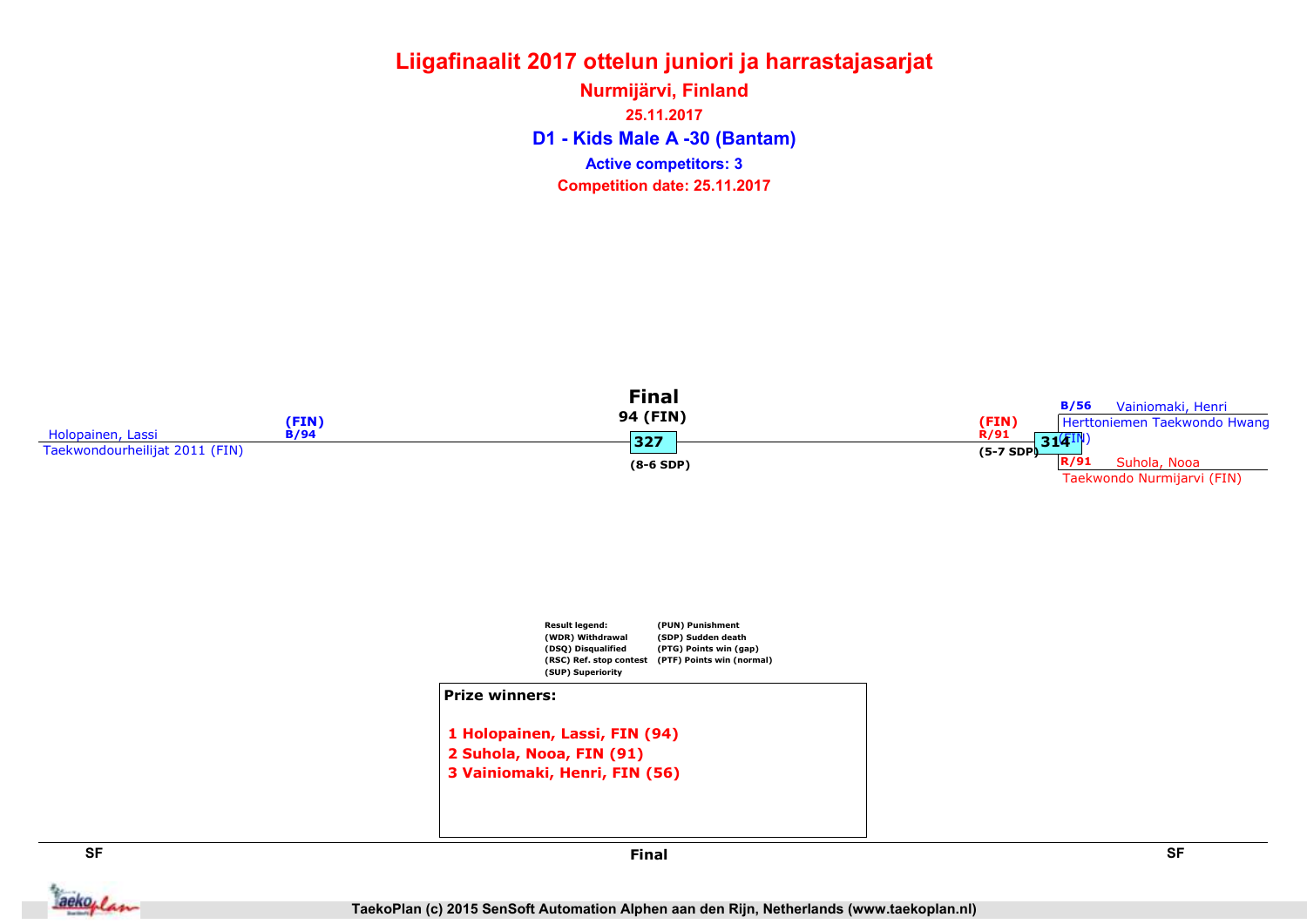# Liigafinaalit 2017 ottelun juniori ja harrastajasarjat

**Nurmijärvi, Finland**

**25.11.2017**

## D1 - Kids Male A -30 (Bantam)

**Active competitors: 3**

**Competition date: 25.11.2017**

**Final**

94 (FIN)

Holopainen, Lassi (FIN) B/94
Taekwondourheilijat 2011 (FIN)

327 (8-6 SDP)

(FIN) R/91 (5-7 SDP)

314

B/56 Vainiomaki, Henri
Herttoniemen Taekwondo Hwang (FIN)

R/91 Suhola, Nooa
Taekwondo Nurmijarvi (FIN)

Result legend:
(WDR) Withdrawal
(DSQ) Disqualified
(RSC) Ref. stop contest
(SUP) Superiority
(PUN) Punishment
(SDP) Sudden death
(PTG) Points win (gap)
(PTF) Points win (normal)

**Prize winners:**

1 Holopainen, Lassi, FIN (94)
2 Suhola, Nooa, FIN (91)
3 Vainiomaki, Henri, FIN (56)

SF | Final | SF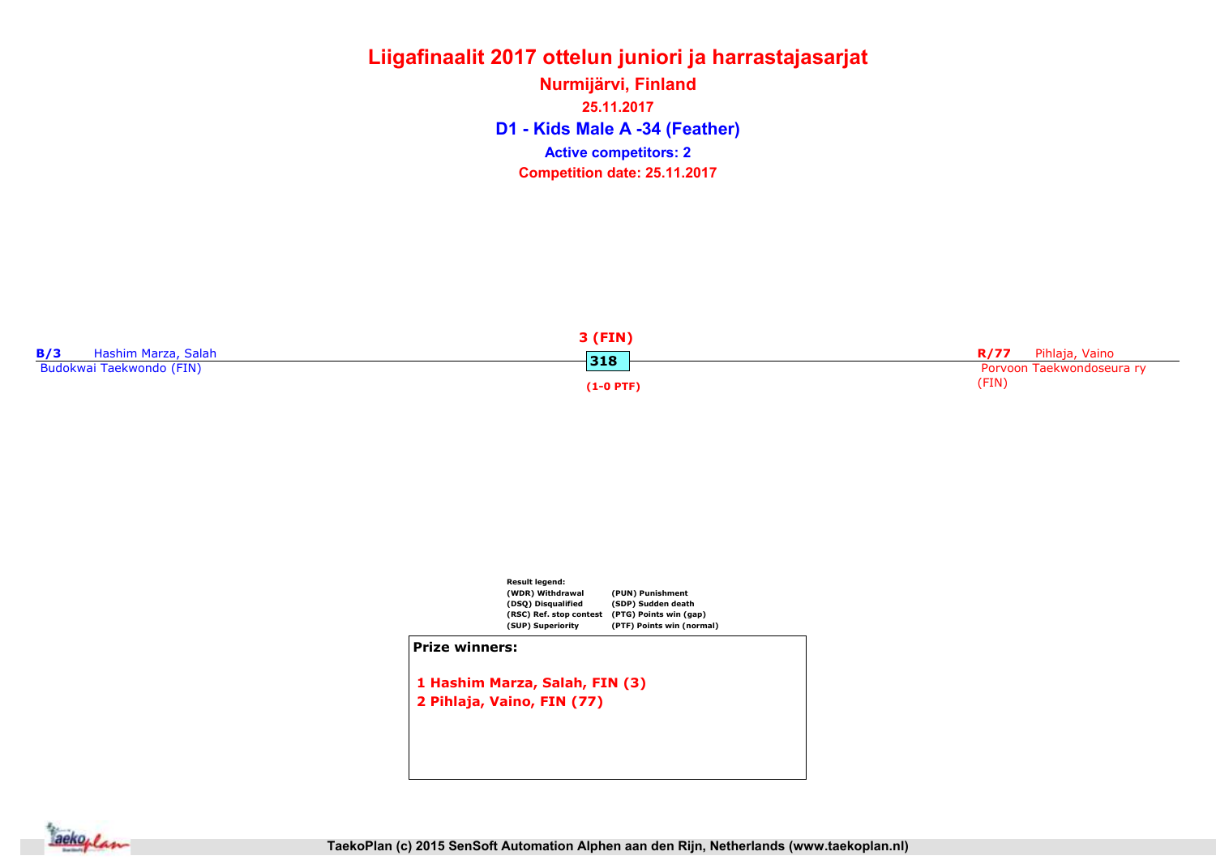# Liigafinaalit 2017 ottelun juniori ja harrastajasarjat

**Nurmijärvi, Finland**

**25.11.2017**

## D1 - Kids Male A -34 (Feather)

**Active competitors: 2**

**Competition date: 25.11.2017**

**B/3** Hashim Marza, Salah
Budokwai Taekwondo (FIN)

**3 (FIN)**

**318**

**(1-0 PTF)**

**R/77** Pihlaja, Vaino
Porvoon Taekwondoseura ry (FIN)

**Result legend:**

- (WDR) Withdrawal
- (DSQ) Disqualified
- (RSC) Ref. stop contest
- (SUP) Superiority
- (PUN) Punishment
- (SDP) Sudden death
- (PTG) Points win (gap)
- (PTF) Points win (normal)

**Prize winners:**

1 Hashim Marza, Salah, FIN (3)
2 Pihlaja, Vaino, FIN (77)

TaekoPlan (c) 2015 SenSoft Automation Alphen aan den Rijn, Netherlands (www.taekoplan.nl)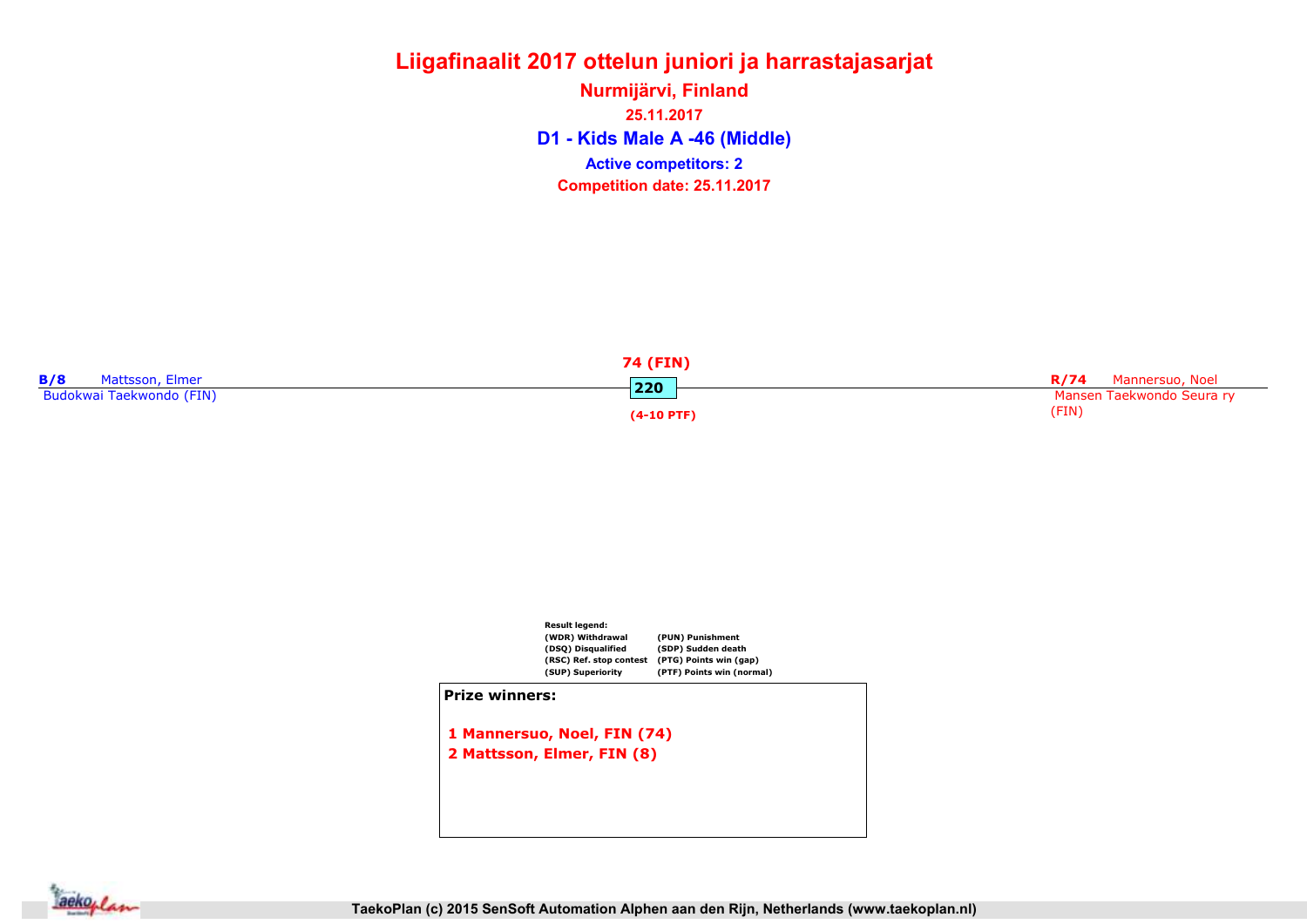# Liigafinaalit 2017 ottelun juniori ja harrastajasarjat

**Nurmijärvi, Finland**

**25.11.2017**

## D1 - Kids Male A -46 (Middle)

**Active competitors: 2**

**Competition date: 25.11.2017**

**B/8** Mattsson, Elmer
Budokwai Taekwondo (FIN)

**74 (FIN)**
**220**
**(4-10 PTF)**

**R/74** Mannersuo, Noel
Mansen Taekwondo Seura ry (FIN)

**Result legend:**

| | |
|---|---|
| (WDR) Withdrawal | (PUN) Punishment |
| (DSQ) Disqualified | (SDP) Sudden death |
| (RSC) Ref. stop contest | (PTG) Points win (gap) |
| (SUP) Superiority | (PTF) Points win (normal) |

**Prize winners:**

1 Mannersuo, Noel, FIN (74)
2 Mattsson, Elmer, FIN (8)

TaekoPlan (c) 2015 SenSoft Automation Alphen aan den Rijn, Netherlands (www.taekoplan.nl)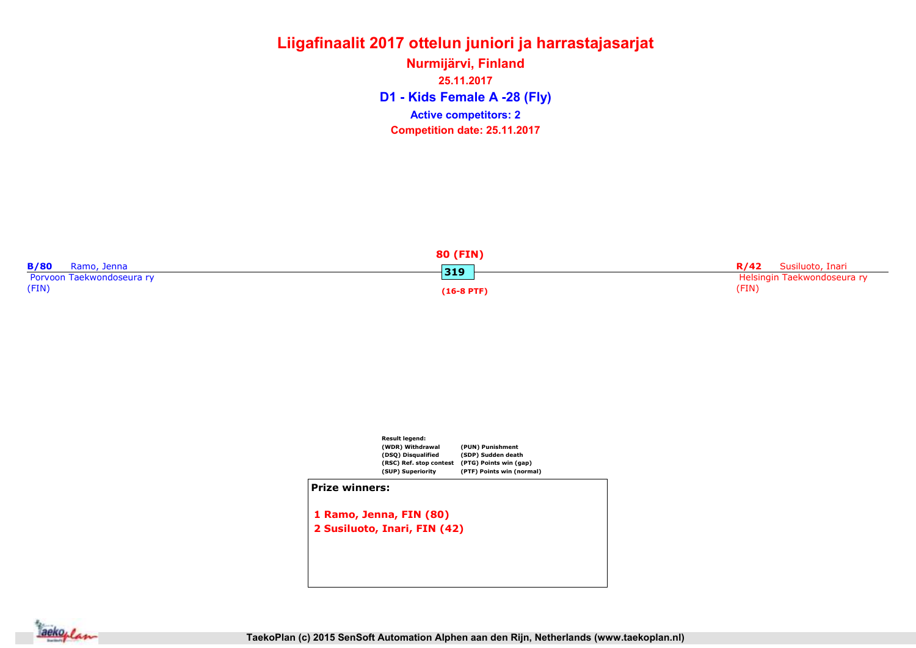# Liigafinaalit 2017 ottelun juniori ja harrastajasarjat

**Nurmijärvi, Finland**

**25.11.2017**

## D1 - Kids Female A -28 (Fly)

**Active competitors: 2**

**Competition date: 25.11.2017**

**B/80** Ramo, Jenna
Porvoon Taekwondoseura ry
(FIN)

**80 (FIN)**

**319**

**(16-8 PTF)**

**R/42** Susiluoto, Inari
Helsingin Taekwondoseura ry
(FIN)

**Result legend:**

| | |
|---|---|
| (WDR) Withdrawal | (PUN) Punishment |
| (DSQ) Disqualified | (SDP) Sudden death |
| (RSC) Ref. stop contest | (PTG) Points win (gap) |
| (SUP) Superiority | (PTF) Points win (normal) |

**Prize winners:**

1 Ramo, Jenna, FIN (80)
2 Susiluoto, Inari, FIN (42)

TaekoPlan (c) 2015 SenSoft Automation Alphen aan den Rijn, Netherlands (www.taekoplan.nl)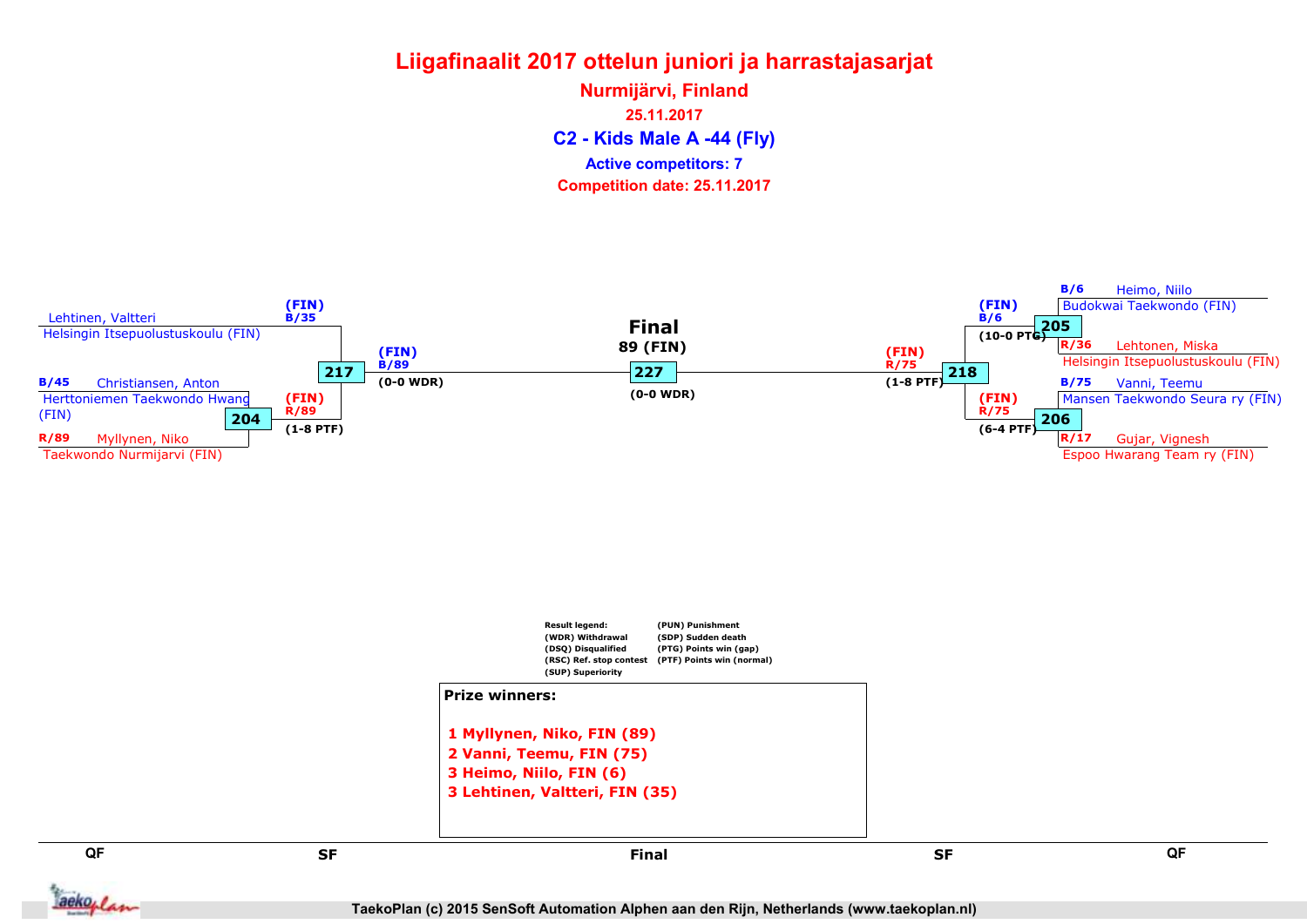# Liigafinaalit 2017 ottelun juniori ja harrastajasarjat

## Nurmijärvi, Finland

**25.11.2017**

## C2 - Kids Male A -44 (Fly)

**Active competitors: 7**

**Competition date: 25.11.2017**

### QF (left)

- Lehtinen, Valtteri — Helsingin Itsepuolustuskoulu (FIN)

**Match 204**
- B/45 Christiansen, Anton — Herttoniemen Taekwondo Hwang (FIN)
- R/89 Myllynen, Niko — Taekwondo Nurmijarvi (FIN)
- Winner: (FIN) R/89 (1-8 PTF)

### SF (left)

**Match 217**
- (FIN) B/35
- (FIN) R/89
- Winner: (FIN) B/89 (0-0 WDR)

### Final

**Match 227**
- Final: 89 (FIN) (0-0 WDR)

### SF (right)

**Match 218**
- (FIN) B/6
- (FIN) R/75
- Winner: (FIN) R/75 (1-8 PTF)

### QF (right)

**Match 205**
- B/6 Heimo, Niilo — Budokwai Taekwondo (FIN)
- R/36 Lehtonen, Miska — Helsingin Itsepuolustuskoulu (FIN)
- Winner: (FIN) B/6 (10-0 PTG)

**Match 206**
- B/75 Vanni, Teemu — Mansen Taekwondo Seura ry (FIN)
- R/17 Gujar, Vignesh — Espoo Hwarang Team ry (FIN)
- Winner: (FIN) R/75 (6-4 PTF)

**Result legend:**
- (WDR) Withdrawal
- (DSQ) Disqualified
- (RSC) Ref. stop contest
- (SUP) Superiority
- (PUN) Punishment
- (SDP) Sudden death
- (PTG) Points win (gap)
- (PTF) Points win (normal)

**Prize winners:**

1. Myllynen, Niko, FIN (89)
2. Vanni, Teemu, FIN (75)
3. Heimo, Niilo, FIN (6)
3. Lehtinen, Valtteri, FIN (35)

QF | SF | Final | SF | QF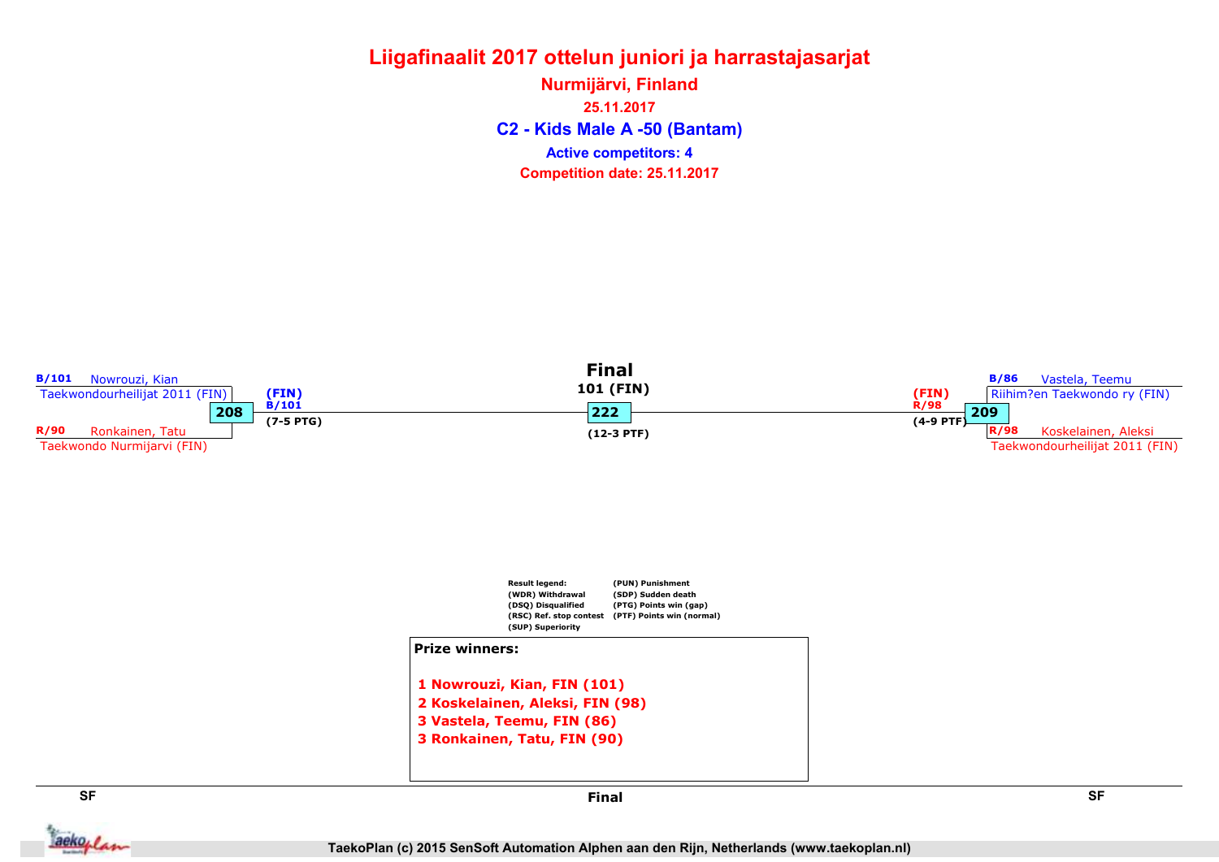# Liigafinaalit 2017 ottelun juniori ja harrastajasarjat

## Nurmijärvi, Finland

25.11.2017

## C2 - Kids Male A -50 (Bantam)

Active competitors: 4

Competition date: 25.11.2017

**SF**

B/101 Nowrouzi, Kian
Taekwondourheilijat 2011 (FIN)

**208**

R/90 Ronkainen, Tatu
Taekwondo Nurmijarvi (FIN)

(FIN)
B/101
(7-5 PTG)

**Final**

101 (FIN)

**222**

(12-3 PTF)

**SF**

B/86 Vastela, Teemu
Riihim?en Taekwondo ry (FIN)

**209**

R/98 Koskelainen, Aleksi
Taekwondourheilijat 2011 (FIN)

(FIN)
R/98
(4-9 PTF)

Result legend:
(WDR) Withdrawal
(DSQ) Disqualified
(RSC) Ref. stop contest
(SUP) Superiority
(PUN) Punishment
(SDP) Sudden death
(PTG) Points win (gap)
(PTF) Points win (normal)

**Prize winners:**

1 Nowrouzi, Kian, FIN (101)
2 Koskelainen, Aleksi, FIN (98)
3 Vastela, Teemu, FIN (86)
3 Ronkainen, Tatu, FIN (90)

TaekoPlan (c) 2015 SenSoft Automation Alphen aan den Rijn, Netherlands (www.taekoplan.nl)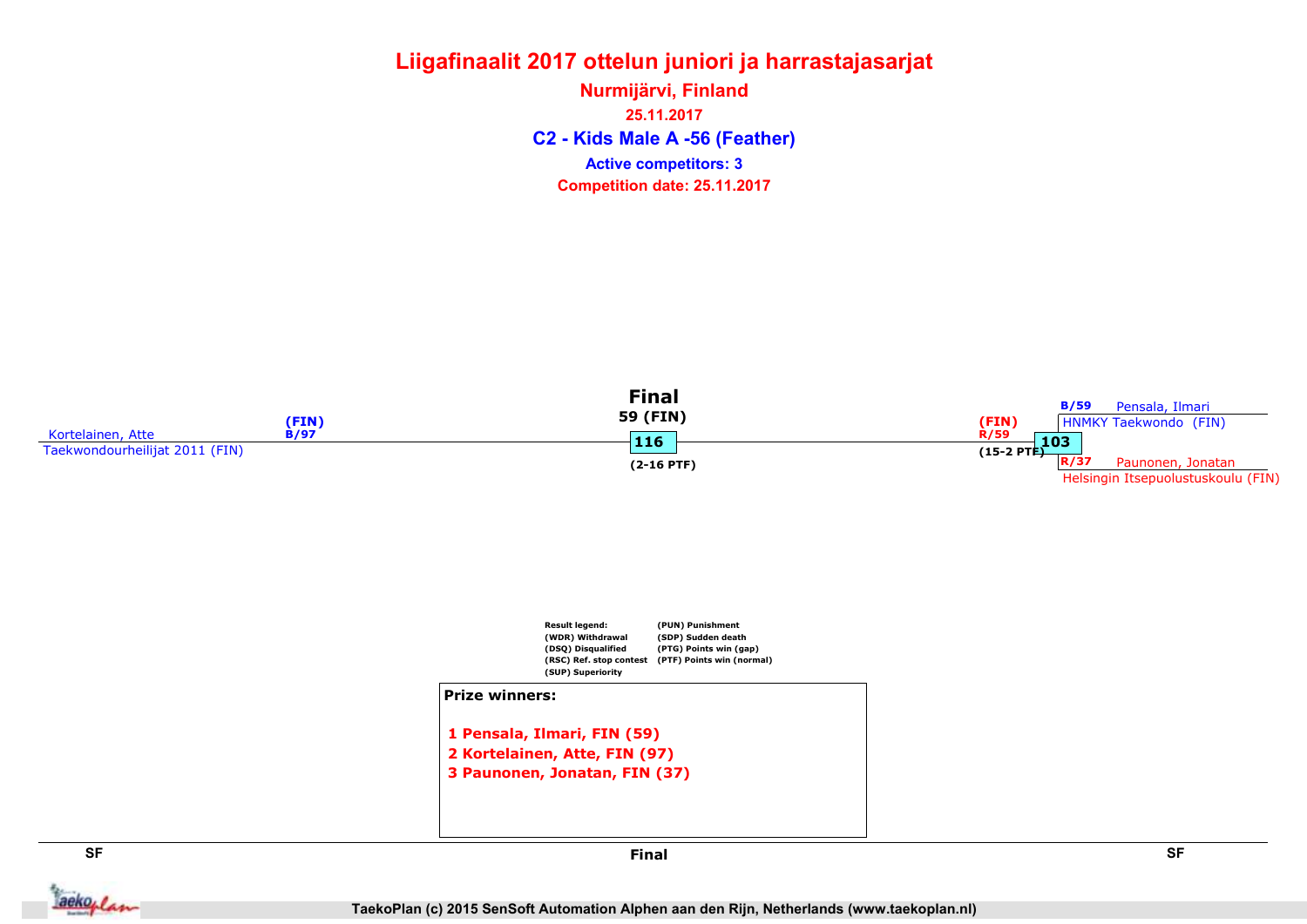# Liigafinaalit 2017 ottelun juniori ja harrastajasarjat

## Nurmijärvi, Finland

25.11.2017

## C2 - Kids Male A -56 (Feather)

Active competitors: 3

Competition date: 25.11.2017

**Final**

59 (FIN)

116

(2-16 PTF)

Kortelainen, Atte (FIN) B/97
Taekwondourheilijat 2011 (FIN)

(FIN) R/59

(15-2 PTF)

103

B/59 Pensala, Ilmari
HNMKY Taekwondo (FIN)

R/37 Paunonen, Jonatan
Helsingin Itsepuolustuskoulu (FIN)

| Result legend: | |
|---|---|
| (WDR) Withdrawal | (PUN) Punishment |
| (DSQ) Disqualified | (SDP) Sudden death |
| (RSC) Ref. stop contest | (PTG) Points win (gap) |
| (SUP) Superiority | (PTF) Points win (normal) |

**Prize winners:**

1 Pensala, Ilmari, FIN (59)
2 Kortelainen, Atte, FIN (97)
3 Paunonen, Jonatan, FIN (37)

SF | Final | SF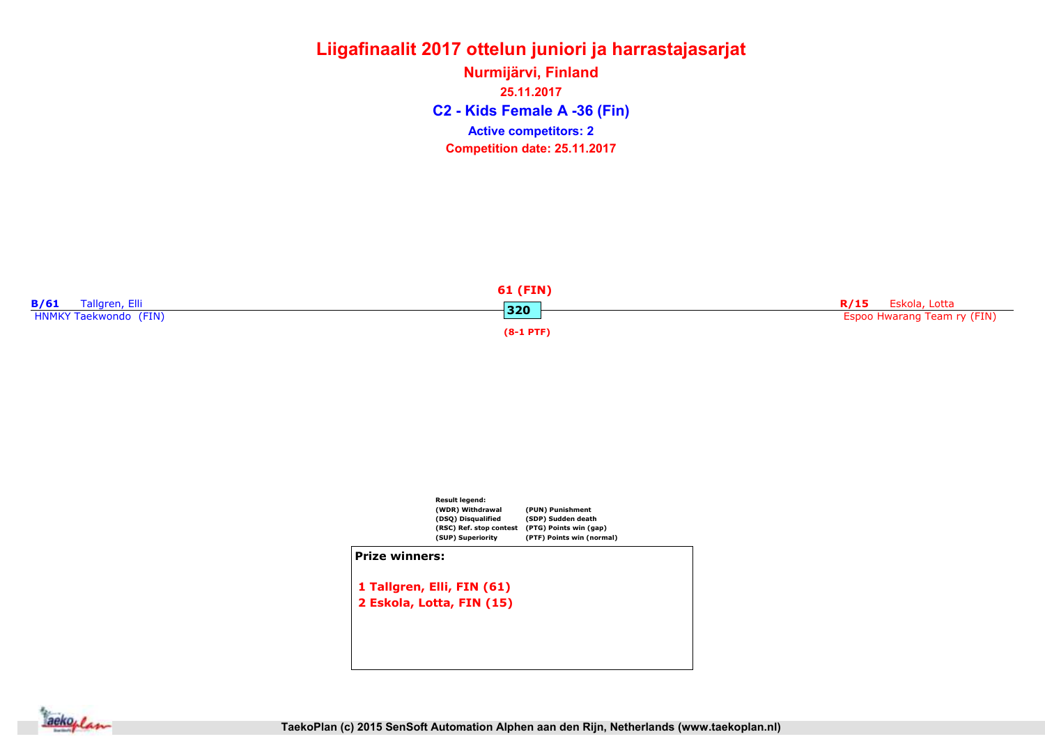# Liigafinaalit 2017 ottelun juniori ja harrastajasarjat

**Nurmijärvi, Finland**

**25.11.2017**

## C2 - Kids Female A -36 (Fin)

**Active competitors: 2**

**Competition date: 25.11.2017**

**B/61** Tallgren, Elli
HNMKY Taekwondo (FIN)

**61 (FIN)**
**320**
**(8-1 PTF)**

**R/15** Eskola, Lotta
Espoo Hwarang Team ry (FIN)

**Result legend:**

| | |
|---|---|
| (WDR) Withdrawal | (PUN) Punishment |
| (DSQ) Disqualified | (SDP) Sudden death |
| (RSC) Ref. stop contest | (PTG) Points win (gap) |
| (SUP) Superiority | (PTF) Points win (normal) |

**Prize winners:**

1 Tallgren, Elli, FIN (61)
2 Eskola, Lotta, FIN (15)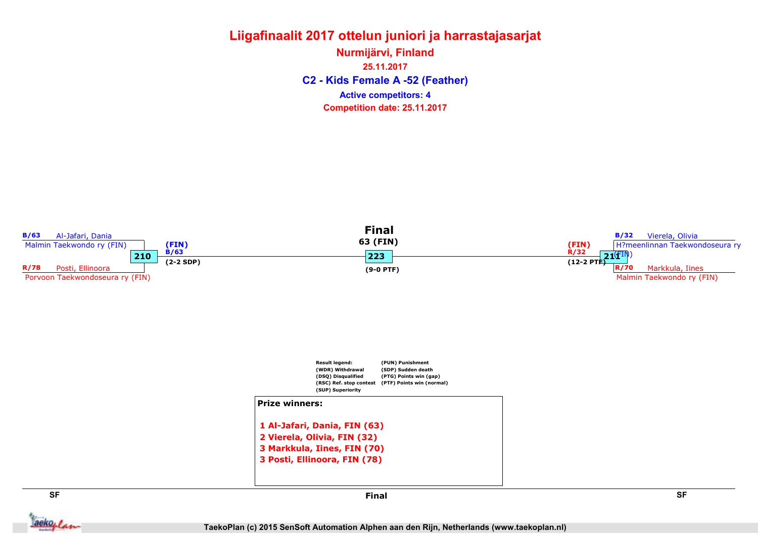# Liigafinaalit 2017 ottelun juniori ja harrastajasarjat

**Nurmijärvi, Finland**

**25.11.2017**

## C2 - Kids Female A -52 (Feather)

**Active competitors: 4**

**Competition date: 25.11.2017**

### Final

63 (FIN)

**223**

(9-0 PTF)

**SF (left)**

B/63 Al-Jafari, Dania
Malmin Taekwondo ry (FIN)

**210** — (FIN) B/63 (2-2 SDP)

R/78 Posti, Ellinoora
Porvoon Taekwondoseura ry (FIN)

**SF (right)**

B/32 Vierela, Olivia
H?meenlinnan Taekwondoseura ry (FIN)

**211** — (FIN) R/32 (12-2 PTF)

R/70 Markkula, Iines
Malmin Taekwondo ry (FIN)

Result legend:
(WDR) Withdrawal
(DSQ) Disqualified
(RSC) Ref. stop contest
(SUP) Superiority
(PUN) Punishment
(SDP) Sudden death
(PTG) Points win (gap)
(PTF) Points win (normal)

**Prize winners:**

1 Al-Jafari, Dania, FIN (63)
2 Vierela, Olivia, FIN (32)
3 Markkula, Iines, FIN (70)
3 Posti, Ellinoora, FIN (78)

SF | Final | SF

TaekoPlan (c) 2015 SenSoft Automation Alphen aan den Rijn, Netherlands (www.taekoplan.nl)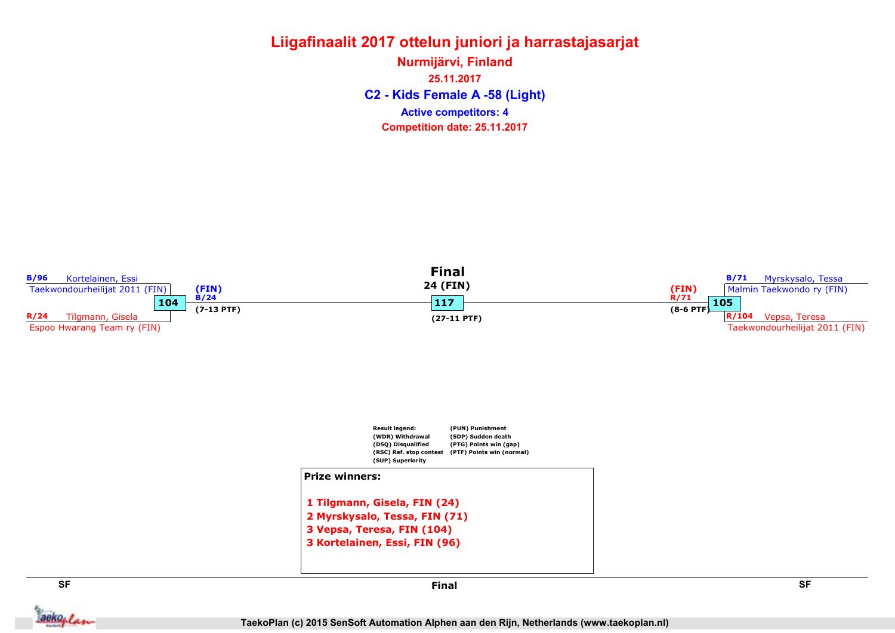# Liigafinaalit 2017 ottelun juniori ja harrastajasarjat

## Nurmijärvi, Finland

25.11.2017

## C2 - Kids Female A -58 (Light)

Active competitors: 4

Competition date: 25.11.2017

### SF

B/96 Kortelainen, Essi
Taekwondourheilijat 2011 (FIN)

104

R/24 Tilgmann, Gisela
Espoo Hwarang Team ry (FIN)

(FIN)
B/24
(7-13 PTF)

### Final

24 (FIN)

117

(27-11 PTF)

### SF

B/71 Myrskysalo, Tessa
Malmin Taekwondo ry (FIN)

105

R/104 Vepsa, Teresa
Taekwondourheilijat 2011 (FIN)

(FIN)
R/71
(8-6 PTF)

Result legend:
(WDR) Withdrawal
(DSQ) Disqualified
(RSC) Ref. stop contest
(SUP) Superiority
(PUN) Punishment
(SDP) Sudden death
(PTG) Points win (gap)
(PTF) Points win (normal)

**Prize winners:**

1 Tilgmann, Gisela, FIN (24)
2 Myrskysalo, Tessa, FIN (71)
3 Vepsa, Teresa, FIN (104)
3 Kortelainen, Essi, FIN (96)

SF | Final | SF

TaekoPlan (c) 2015 SenSoft Automation Alphen aan den Rijn, Netherlands (www.taekoplan.nl)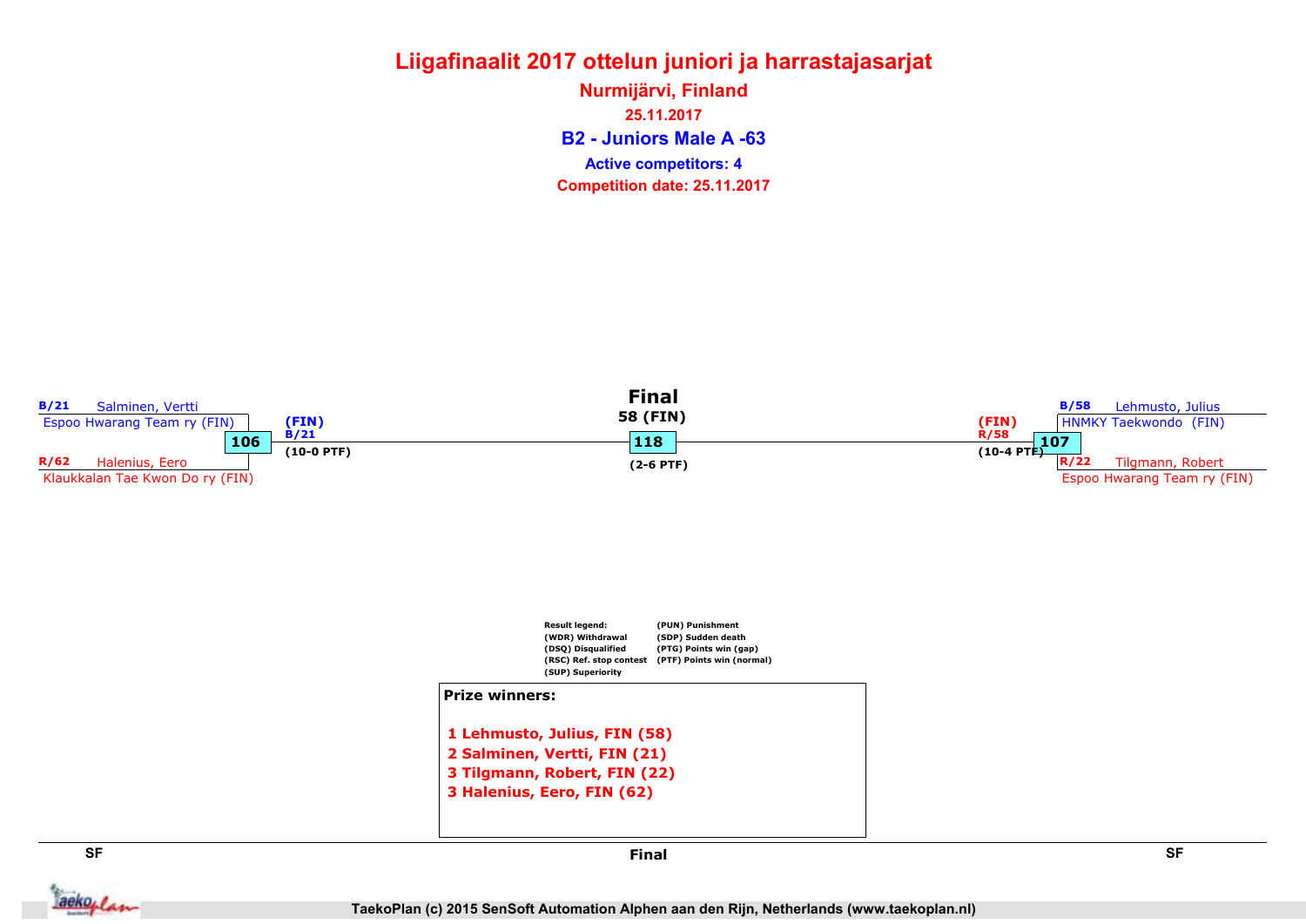# Liigafinaalit 2017 ottelun juniori ja harrastajasarjat

**Nurmijärvi, Finland**

**25.11.2017**

## B2 - Juniors Male A -63

**Active competitors: 4**

**Competition date: 25.11.2017**

### SF

**106**

- B/21 Salminen, Vertti — Espoo Hwarang Team ry (FIN)
- R/62 Halenius, Eero — Klaukkalan Tae Kwon Do ry (FIN)

Winner: (FIN) B/21 (10-0 PTF)

### Final

**118**

58 (FIN)

(2-6 PTF)

### SF

**107**

- B/58 Lehmusto, Julius — HNMKY Taekwondo (FIN)
- R/22 Tilgmann, Robert — Espoo Hwarang Team ry (FIN)

Winner: (FIN) R/58 (10-4 PTF)

Result legend:
- (WDR) Withdrawal
- (DSQ) Disqualified
- (RSC) Ref. stop contest
- (SUP) Superiority
- (PUN) Punishment
- (SDP) Sudden death
- (PTG) Points win (gap)
- (PTF) Points win (normal)

**Prize winners:**

1 Lehmusto, Julius, FIN (58)
2 Salminen, Vertti, FIN (21)
3 Tilgmann, Robert, FIN (22)
3 Halenius, Eero, FIN (62)

SF — Final — SF

TaekoPlan (c) 2015 SenSoft Automation Alphen aan den Rijn, Netherlands (www.taekoplan.nl)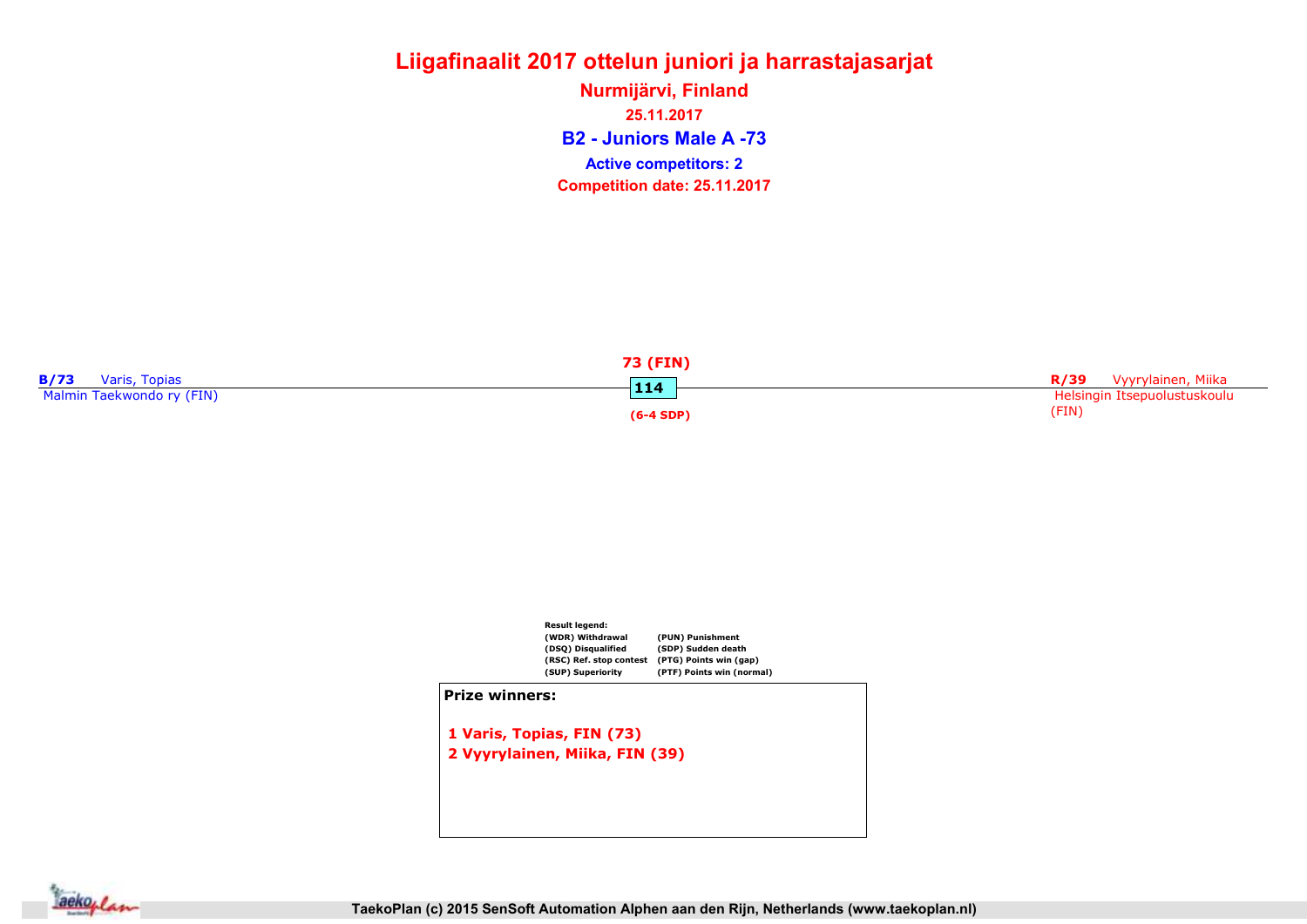# Liigafinaalit 2017 ottelun juniori ja harrastajasarjat

**Nurmijärvi, Finland**

**25.11.2017**

## B2 - Juniors Male A -73

**Active competitors: 2**

**Competition date: 25.11.2017**

**B/73** Varis, Topias
Malmin Taekwondo ry (FIN)

**73 (FIN)**
**114**
**(6-4 SDP)**

**R/39** Vyyrylainen, Miika
Helsingin Itsepuolustuskoulu (FIN)

**Result legend:**

| | |
|---|---|
| (WDR) Withdrawal | (PUN) Punishment |
| (DSQ) Disqualified | (SDP) Sudden death |
| (RSC) Ref. stop contest | (PTG) Points win (gap) |
| (SUP) Superiority | (PTF) Points win (normal) |

**Prize winners:**

1 Varis, Topias, FIN (73)
2 Vyyrylainen, Miika, FIN (39)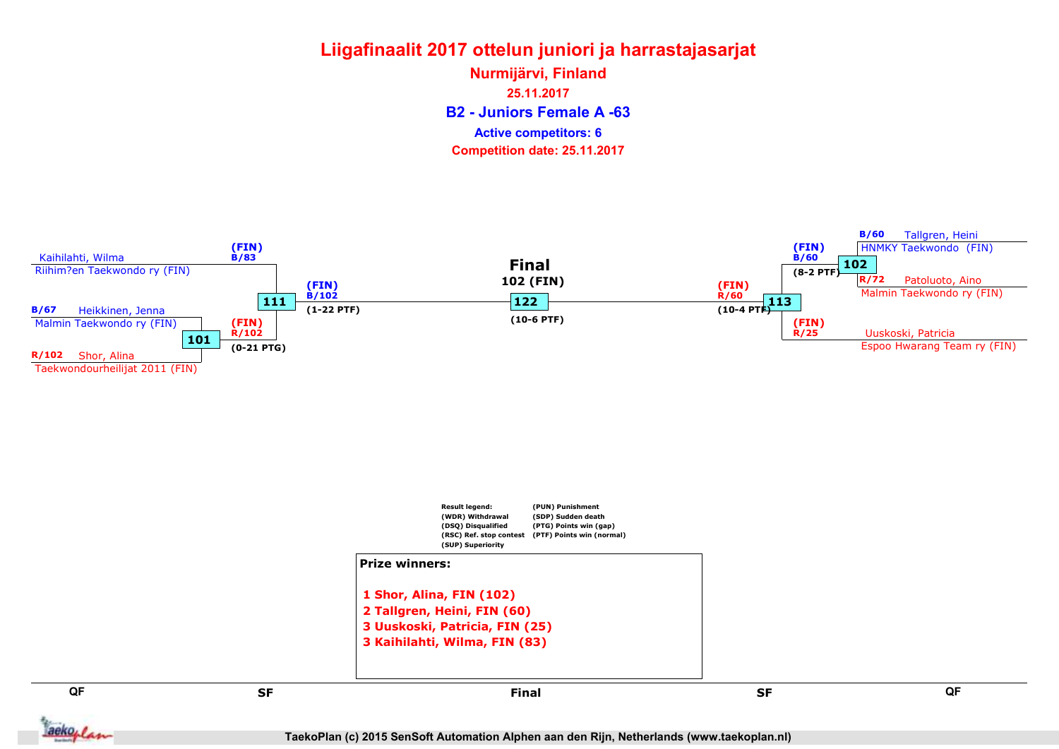# Liigafinaalit 2017 ottelun juniori ja harrastajasarjat

**Nurmijärvi, Finland**

**25.11.2017**

## B2 - Juniors Female A -63

**Active competitors: 6**

**Competition date: 25.11.2017**

Kaihilahti, Wilma
Riihim?en Taekwondo ry (FIN)

(FIN)
B/83

B/67 Heikkinen, Jenna
Malmin Taekwondo ry (FIN)

111

(FIN)
B/102
(1-22 PTF)

101

(FIN)
R/102
(0-21 PTG)

R/102 Shor, Alina
Taekwondourheilijat 2011 (FIN)

**Final**
**102 (FIN)**

122

(10-6 PTF)

B/60 Tallgren, Heini
HNMKY Taekwondo (FIN)

(FIN)
B/60
(8-2 PTF)

102

R/72 Patoluoto, Aino
Malmin Taekwondo ry (FIN)

(FIN)
R/60
(10-4 PTF)

113

(FIN)
R/25

Uuskoski, Patricia
Espoo Hwarang Team ry (FIN)

Result legend:
(WDR) Withdrawal
(DSQ) Disqualified
(RSC) Ref. stop contest
(SUP) Superiority
(PUN) Punishment
(SDP) Sudden death
(PTG) Points win (gap)
(PTF) Points win (normal)

**Prize winners:**

1 Shor, Alina, FIN (102)
2 Tallgren, Heini, FIN (60)
3 Uuskoski, Patricia, FIN (25)
3 Kaihilahti, Wilma, FIN (83)

QF | SF | Final | SF | QF

TaekoPlan (c) 2015 SenSoft Automation Alphen aan den Rijn, Netherlands (www.taekoplan.nl)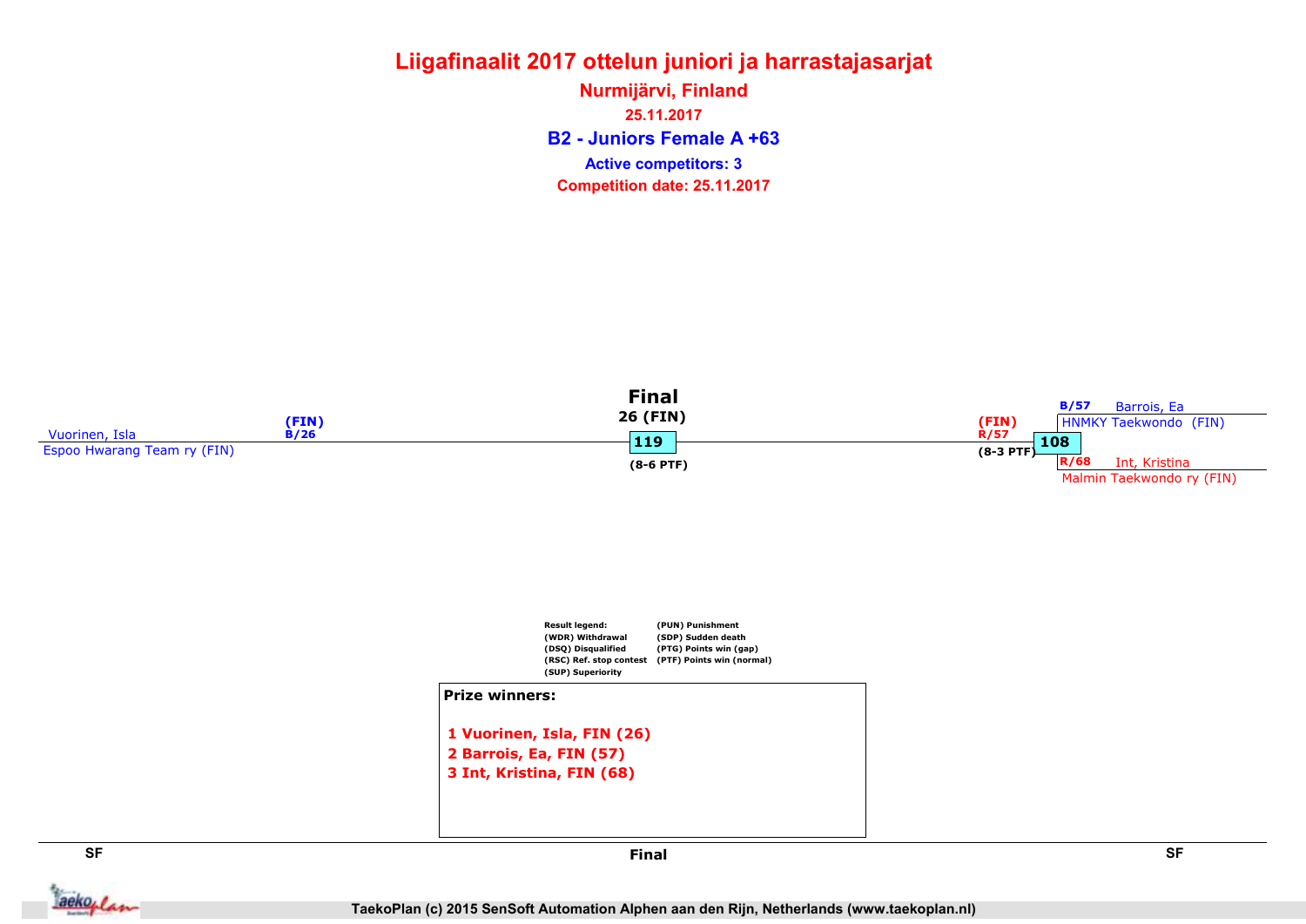# Liigafinaalit 2017 ottelun juniori ja harrastajasarjat

**Nurmijärvi, Finland**

**25.11.2017**

## B2 - Juniors Female A +63

**Active competitors: 3**

**Competition date: 25.11.2017**

**Final**

26 (FIN)

119

(8-6 PTF)

(FIN)
B/26
Vuorinen, Isla
Espoo Hwarang Team ry (FIN)

(FIN)
R/57
108
(8-3 PTF)

B/57 Barrois, Ea
HNMKY Taekwondo (FIN)

R/68 Int, Kristina
Malmin Taekwondo ry (FIN)

Result legend:
(WDR) Withdrawal
(DSQ) Disqualified
(RSC) Ref. stop contest
(SUP) Superiority
(PUN) Punishment
(SDP) Sudden death
(PTG) Points win (gap)
(PTF) Points win (normal)

**Prize winners:**

1 Vuorinen, Isla, FIN (26)
2 Barrois, Ea, FIN (57)
3 Int, Kristina, FIN (68)

SF | Final | SF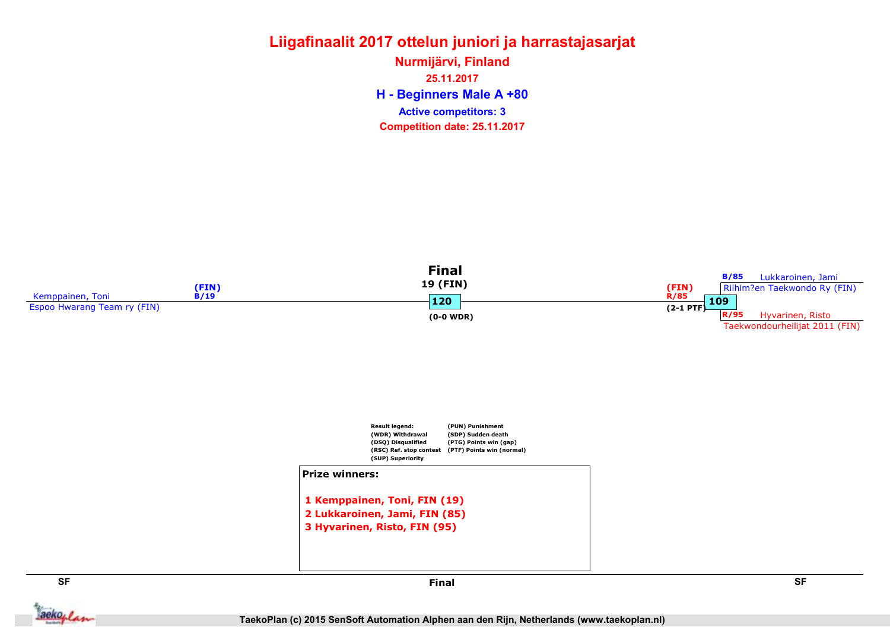# Liigafinaalit 2017 ottelun juniori ja harrastajasarjat

**Nurmijärvi, Finland**

**25.11.2017**

## H - Beginners Male A +80

**Active competitors: 3**

**Competition date: 25.11.2017**

**Final**

19 (FIN)

Kemppainen, Toni (FIN) B/19
Espoo Hwarang Team ry (FIN)

120
(0-0 WDR)

(FIN) R/85
(2-1 PTF)

109

B/85 Lukkaroinen, Jami
Riihim?en Taekwondo Ry (FIN)

R/95 Hyvarinen, Risto
Taekwondourheilijat 2011 (FIN)

Result legend:
(WDR) Withdrawal
(DSQ) Disqualified
(RSC) Ref. stop contest
(SUP) Superiority
(PUN) Punishment
(SDP) Sudden death
(PTG) Points win (gap)
(PTF) Points win (normal)

**Prize winners:**

1 Kemppainen, Toni, FIN (19)
2 Lukkaroinen, Jami, FIN (85)
3 Hyvarinen, Risto, FIN (95)

SF | Final | SF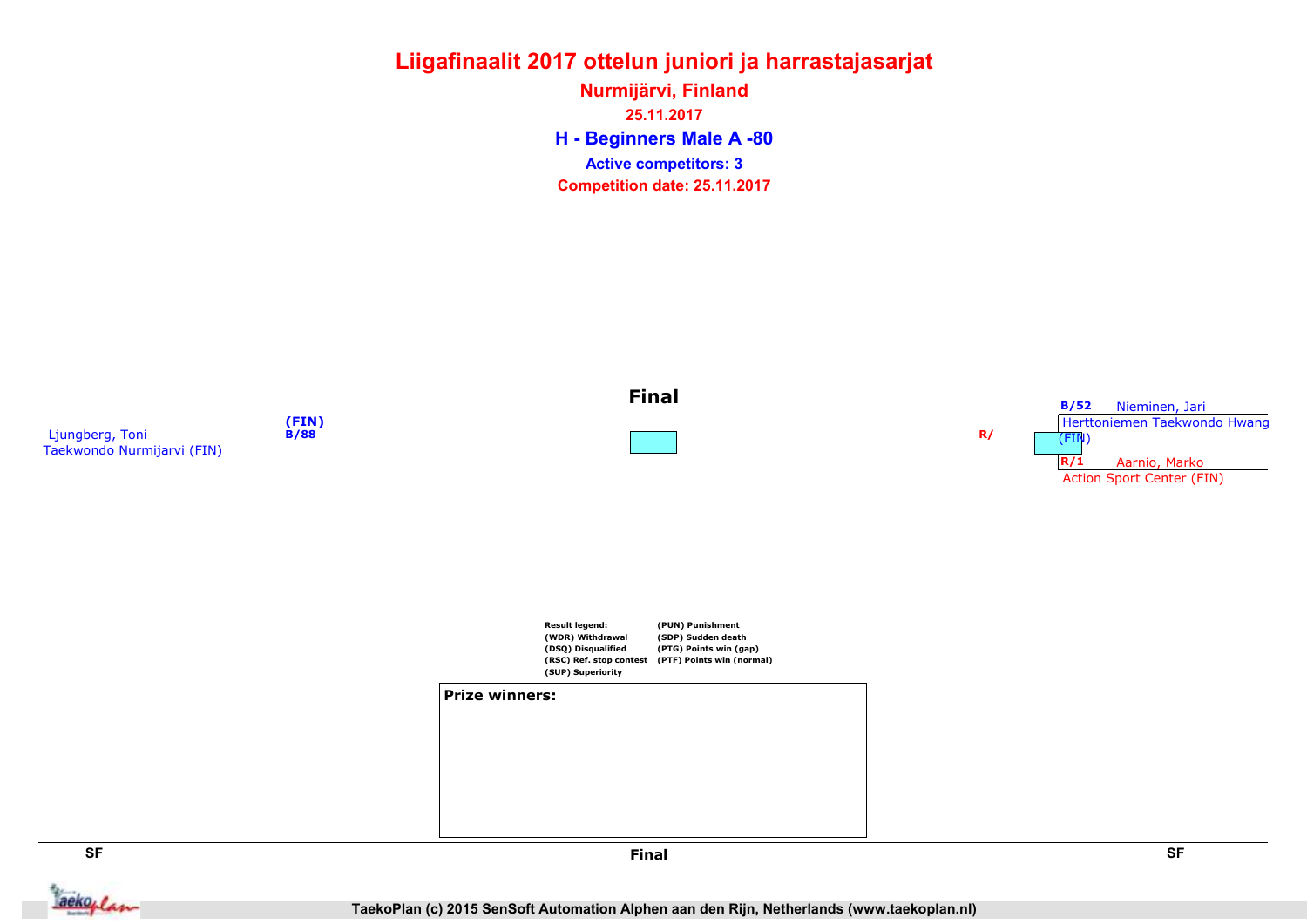# Liigafinaalit 2017 ottelun juniori ja harrastajasarjat

**Nurmijärvi, Finland**

**25.11.2017**

## H - Beginners Male A -80

**Active competitors: 3**

**Competition date: 25.11.2017**

### Final

Ljungberg, Toni
Taekwondo Nurmijarvi (FIN)
(FIN)
B/88

R/

B/52 Nieminen, Jari
Herttoniemen Taekwondo Hwang (FIN)

R/1 Aarnio, Marko
Action Sport Center (FIN)

**Result legend:**
(WDR) Withdrawal
(DSQ) Disqualified
(RSC) Ref. stop contest
(SUP) Superiority
(PUN) Punishment
(SDP) Sudden death
(PTG) Points win (gap)
(PTF) Points win (normal)

**Prize winners:**

SF | Final | SF

TaekoPlan (c) 2015 SenSoft Automation Alphen aan den Rijn, Netherlands (www.taekoplan.nl)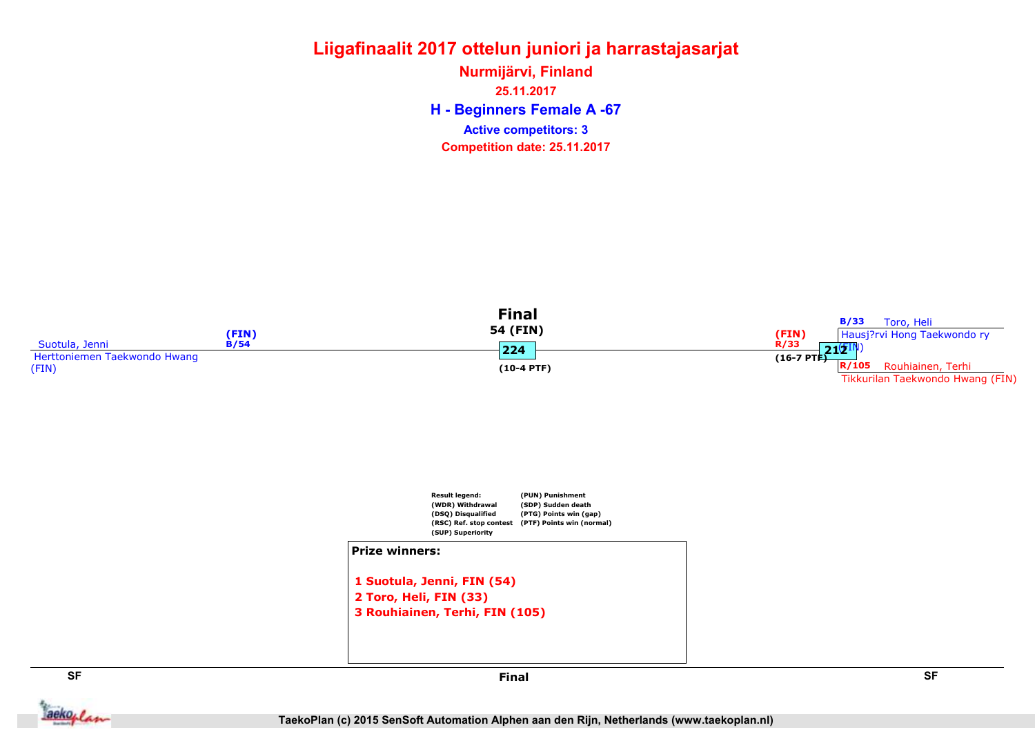# Liigafinaalit 2017 ottelun juniori ja harrastajasarjat

**Nurmijärvi, Finland**

**25.11.2017**

## H - Beginners Female A -67

**Active competitors: 3**

**Competition date: 25.11.2017**

**Final**

54 (FIN)

224

(10-4 PTF)

Suotula, Jenni
Herttoniemen Taekwondo Hwang (FIN)

(FIN)
B/54

(FIN)
R/33

(16-7 PTF)

212

B/33 Toro, Heli
Hausj?rvi Hong Taekwondo ry (FIN)

R/105 Rouhiainen, Terhi
Tikkurilan Taekwondo Hwang (FIN)

Result legend:
(WDR) Withdrawal
(DSQ) Disqualified
(RSC) Ref. stop contest
(SUP) Superiority
(PUN) Punishment
(SDP) Sudden death
(PTG) Points win (gap)
(PTF) Points win (normal)

**Prize winners:**

1 Suotula, Jenni, FIN (54)
2 Toro, Heli, FIN (33)
3 Rouhiainen, Terhi, FIN (105)

SF | Final | SF

TaekoPlan (c) 2015 SenSoft Automation Alphen aan den Rijn, Netherlands (www.taekoplan.nl)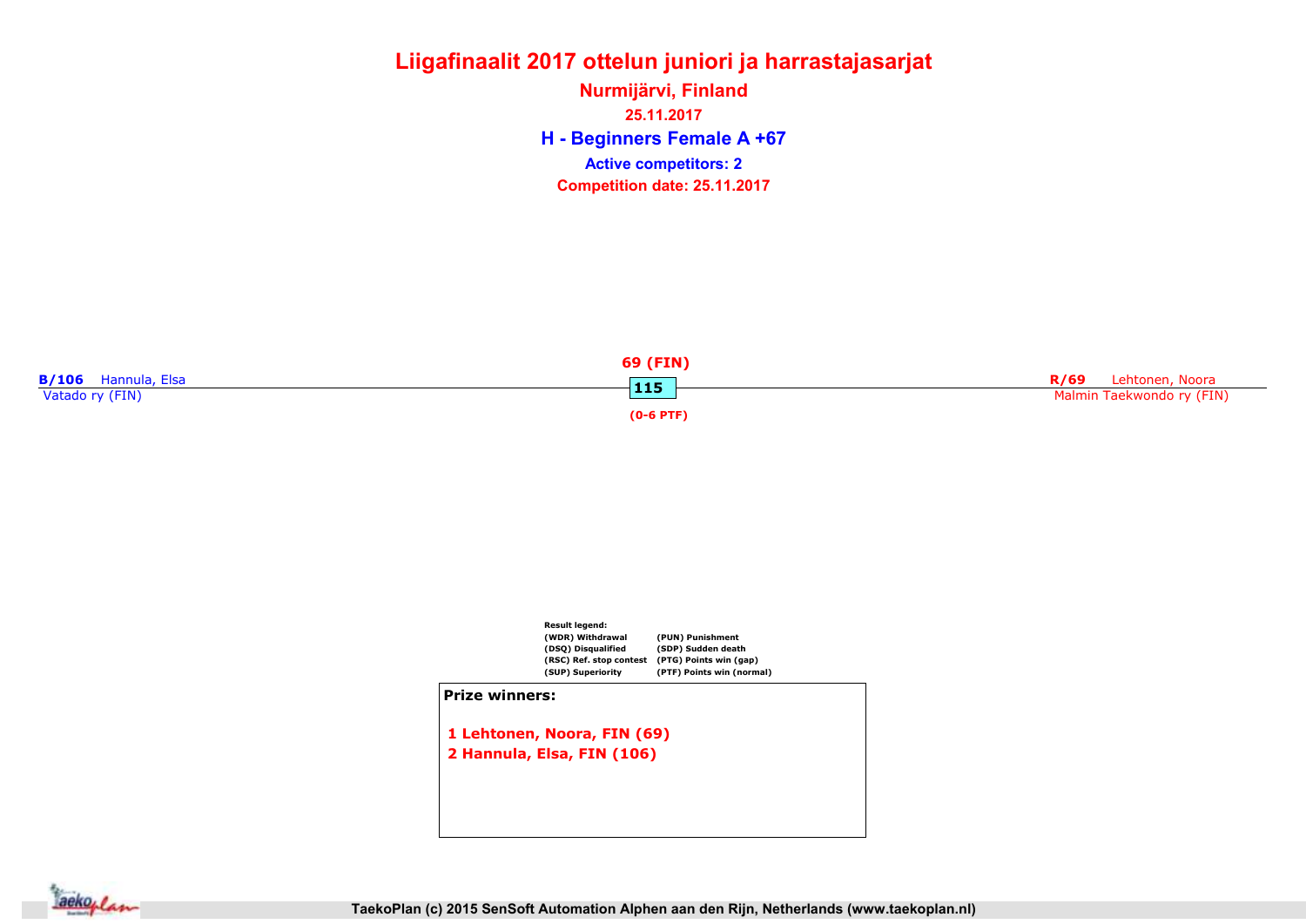# Liigafinaalit 2017 ottelun juniori ja harrastajasarjat

## Nurmijärvi, Finland

25.11.2017

## H - Beginners Female A +67

**Active competitors: 2**

**Competition date: 25.11.2017**

**B/106** Hannula, Elsa
Vatado ry (FIN)

**69 (FIN)**
**115**
**(0-6 PTF)**

**R/69** Lehtonen, Noora
Malmin Taekwondo ry (FIN)

**Result legend:**

| | |
|---|---|
| (WDR) Withdrawal | (PUN) Punishment |
| (DSQ) Disqualified | (SDP) Sudden death |
| (RSC) Ref. stop contest | (PTG) Points win (gap) |
| (SUP) Superiority | (PTF) Points win (normal) |

**Prize winners:**

1 Lehtonen, Noora, FIN (69)
2 Hannula, Elsa, FIN (106)

TaekoPlan (c) 2015 SenSoft Automation Alphen aan den Rijn, Netherlands (www.taekoplan.nl)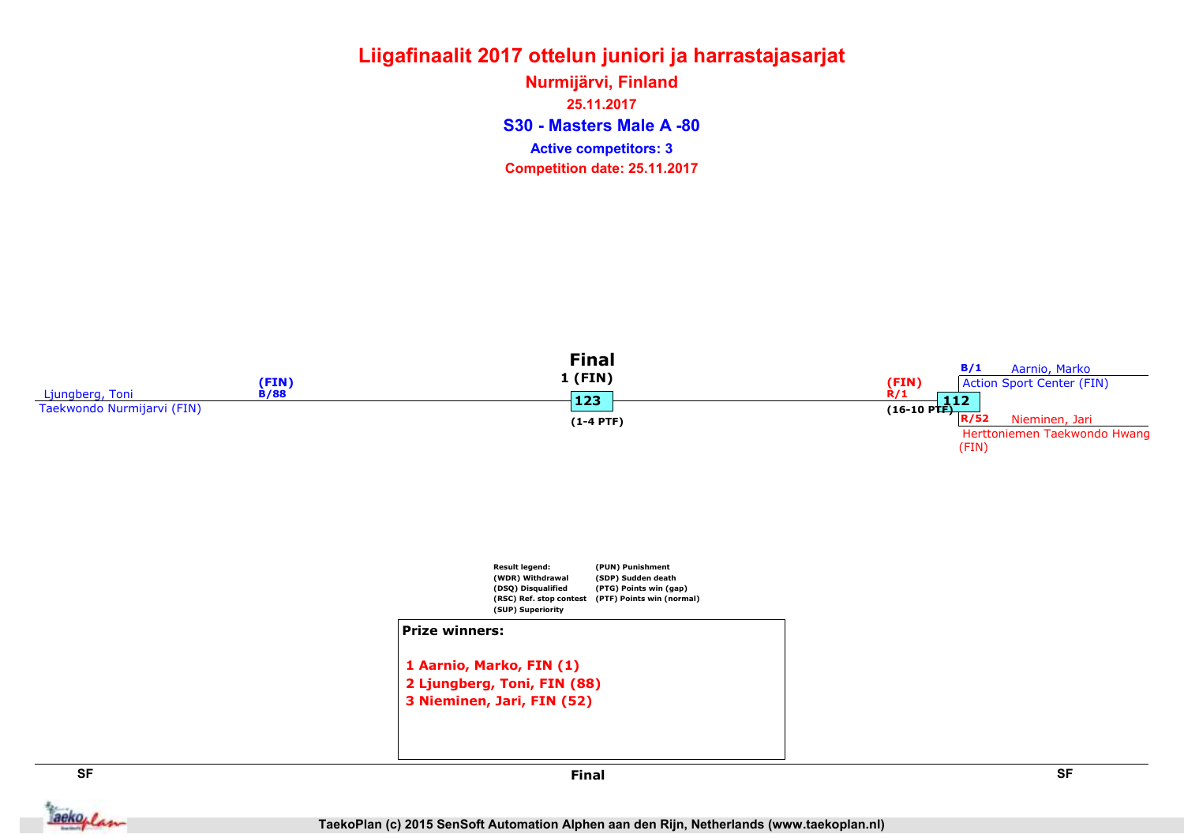# Liigafinaalit 2017 ottelun juniori ja harrastajasarjat

## Nurmijärvi, Finland

25.11.2017

## S30 - Masters Male A -80

**Active competitors: 3**

**Competition date: 25.11.2017**

**Final**

1 (FIN)

123

(1-4 PTF)

(FIN)
B/88
Ljungberg, Toni
Taekwondo Nurmijarvi (FIN)

(FIN)
R/1
112
(16-10 PTF)

B/1 Aarnio, Marko
Action Sport Center (FIN)

R/52 Nieminen, Jari
Herttoniemen Taekwondo Hwang (FIN)

Result legend:
(WDR) Withdrawal
(DSQ) Disqualified
(RSC) Ref. stop contest
(SUP) Superiority
(PUN) Punishment
(SDP) Sudden death
(PTG) Points win (gap)
(PTF) Points win (normal)

**Prize winners:**

1. Aarnio, Marko, FIN (1)
2. Ljungberg, Toni, FIN (88)
3. Nieminen, Jari, FIN (52)

SF | Final | SF

TaekoPlan (c) 2015 SenSoft Automation Alphen aan den Rijn, Netherlands (www.taekoplan.nl)